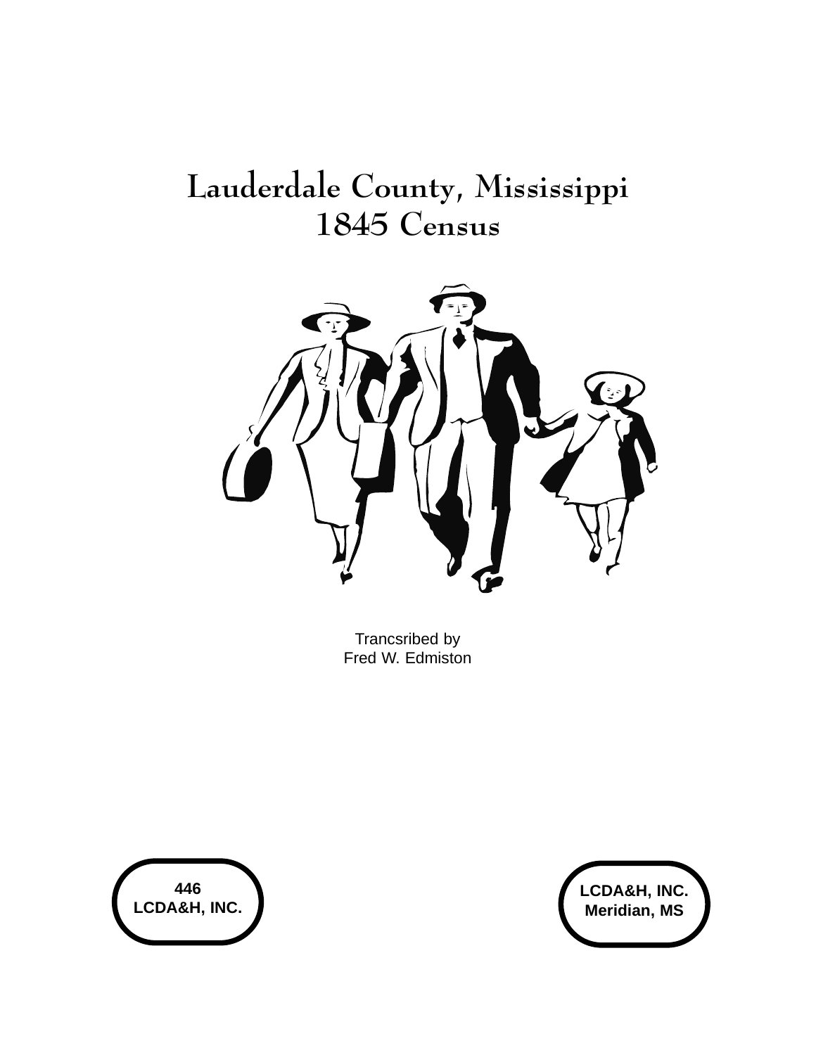# Lauderdale County, Mississippi
# 1845 Census

Trancsribed by
Fred W. Edmiston

**446**
**LCDA&H, INC.**

**LCDA&H, INC.**
**Meridian, MS**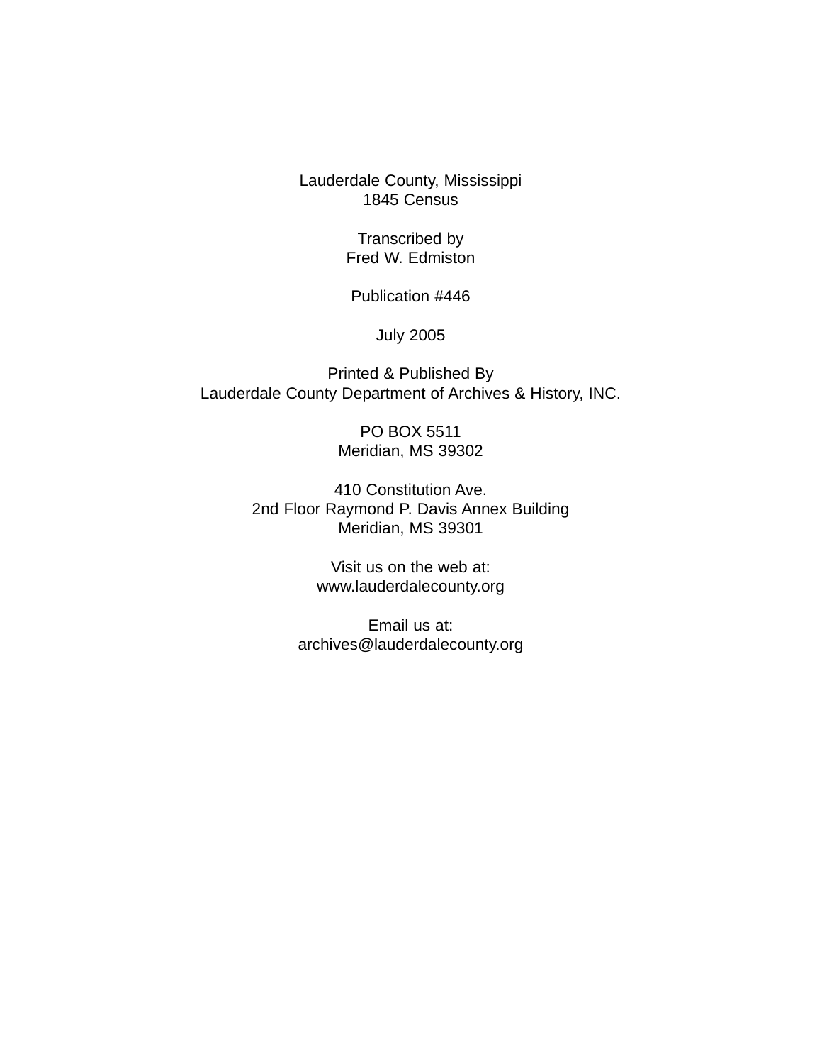Lauderdale County, Mississippi
1845 Census

Transcribed by
Fred W. Edmiston

Publication #446

July 2005

Printed & Published By
Lauderdale County Department of Archives & History, INC.

PO BOX 5511
Meridian, MS 39302

410 Constitution Ave.
2nd Floor Raymond P. Davis Annex Building
Meridian, MS 39301

Visit us on the web at:
www.lauderdalecounty.org

Email us at:
archives@lauderdalecounty.org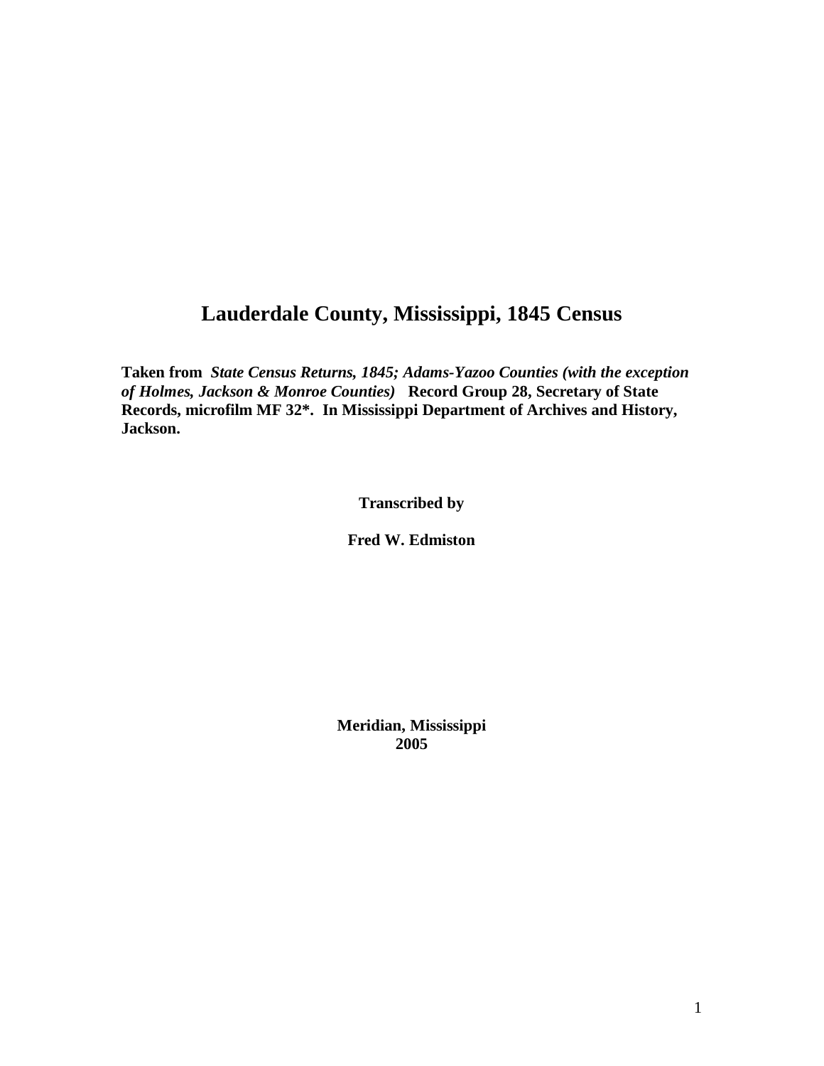# Lauderdale County, Mississippi, 1845 Census

**Taken from** ***State Census Returns, 1845; Adams-Yazoo Counties (with the exception of Holmes, Jackson & Monroe Counties)*** **Record Group 28, Secretary of State Records, microfilm MF 32*. In Mississippi Department of Archives and History, Jackson.**

**Transcribed by**

**Fred W. Edmiston**

**Meridian, Mississippi**
**2005**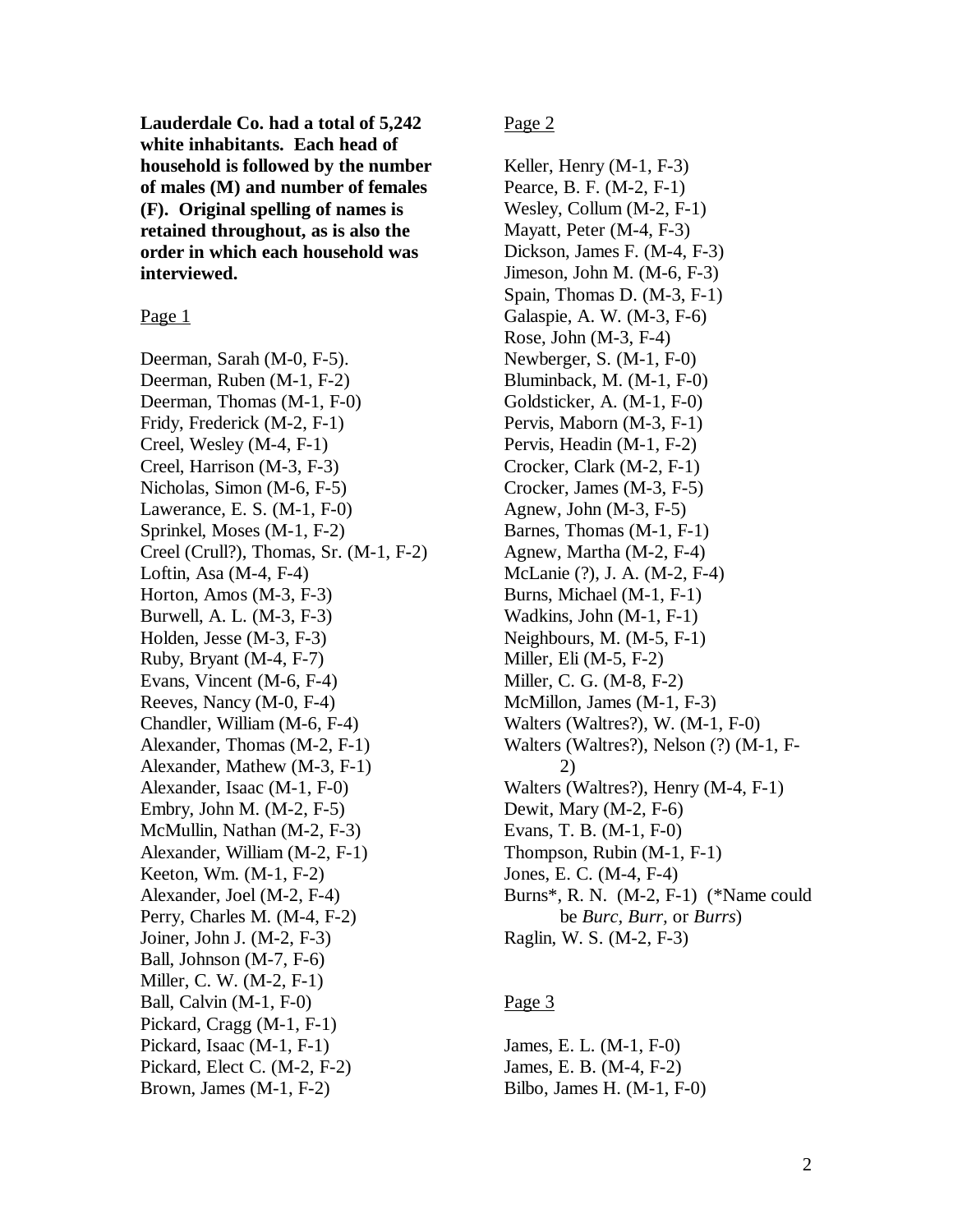**Lauderdale Co. had a total of 5,242 white inhabitants. Each head of household is followed by the number of males (M) and number of females (F). Original spelling of names is retained throughout, as is also the order in which each household was interviewed.**

Page 1

Deerman, Sarah (M-0, F-5).
Deerman, Ruben (M-1, F-2)
Deerman, Thomas (M-1, F-0)
Fridy, Frederick (M-2, F-1)
Creel, Wesley (M-4, F-1)
Creel, Harrison (M-3, F-3)
Nicholas, Simon (M-6, F-5)
Lawerance, E. S. (M-1, F-0)
Sprinkel, Moses (M-1, F-2)
Creel (Crull?), Thomas, Sr. (M-1, F-2)
Loftin, Asa (M-4, F-4)
Horton, Amos (M-3, F-3)
Burwell, A. L. (M-3, F-3)
Holden, Jesse (M-3, F-3)
Ruby, Bryant (M-4, F-7)
Evans, Vincent (M-6, F-4)
Reeves, Nancy (M-0, F-4)
Chandler, William (M-6, F-4)
Alexander, Thomas (M-2, F-1)
Alexander, Mathew (M-3, F-1)
Alexander, Isaac (M-1, F-0)
Embry, John M. (M-2, F-5)
McMullin, Nathan (M-2, F-3)
Alexander, William (M-2, F-1)
Keeton, Wm. (M-1, F-2)
Alexander, Joel (M-2, F-4)
Perry, Charles M. (M-4, F-2)
Joiner, John J. (M-2, F-3)
Ball, Johnson (M-7, F-6)
Miller, C. W. (M-2, F-1)
Ball, Calvin (M-1, F-0)
Pickard, Cragg (M-1, F-1)
Pickard, Isaac (M-1, F-1)
Pickard, Elect C. (M-2, F-2)
Brown, James (M-1, F-2)

Page 2

Keller, Henry (M-1, F-3)
Pearce, B. F. (M-2, F-1)
Wesley, Collum (M-2, F-1)
Mayatt, Peter (M-4, F-3)
Dickson, James F. (M-4, F-3)
Jimeson, John M. (M-6, F-3)
Spain, Thomas D. (M-3, F-1)
Galaspie, A. W. (M-3, F-6)
Rose, John (M-3, F-4)
Newberger, S. (M-1, F-0)
Bluminback, M. (M-1, F-0)
Goldsticker, A. (M-1, F-0)
Pervis, Maborn (M-3, F-1)
Pervis, Headin (M-1, F-2)
Crocker, Clark (M-2, F-1)
Crocker, James (M-3, F-5)
Agnew, John (M-3, F-5)
Barnes, Thomas (M-1, F-1)
Agnew, Martha (M-2, F-4)
McLanie (?), J. A. (M-2, F-4)
Burns, Michael (M-1, F-1)
Wadkins, John (M-1, F-1)
Neighbours, M. (M-5, F-1)
Miller, Eli (M-5, F-2)
Miller, C. G. (M-8, F-2)
McMillon, James (M-1, F-3)
Walters (Waltres?), W. (M-1, F-0)
Walters (Waltres?), Nelson (?) (M-1, F-2)
Walters (Waltres?), Henry (M-4, F-1)
Dewit, Mary (M-2, F-6)
Evans, T. B. (M-1, F-0)
Thompson, Rubin (M-1, F-1)
Jones, E. C. (M-4, F-4)
Burns*, R. N. (M-2, F-1) (*Name could be *Burc, Burr,* or *Burrs*)
Raglin, W. S. (M-2, F-3)

Page 3

James, E. L. (M-1, F-0)
James, E. B. (M-4, F-2)
Bilbo, James H. (M-1, F-0)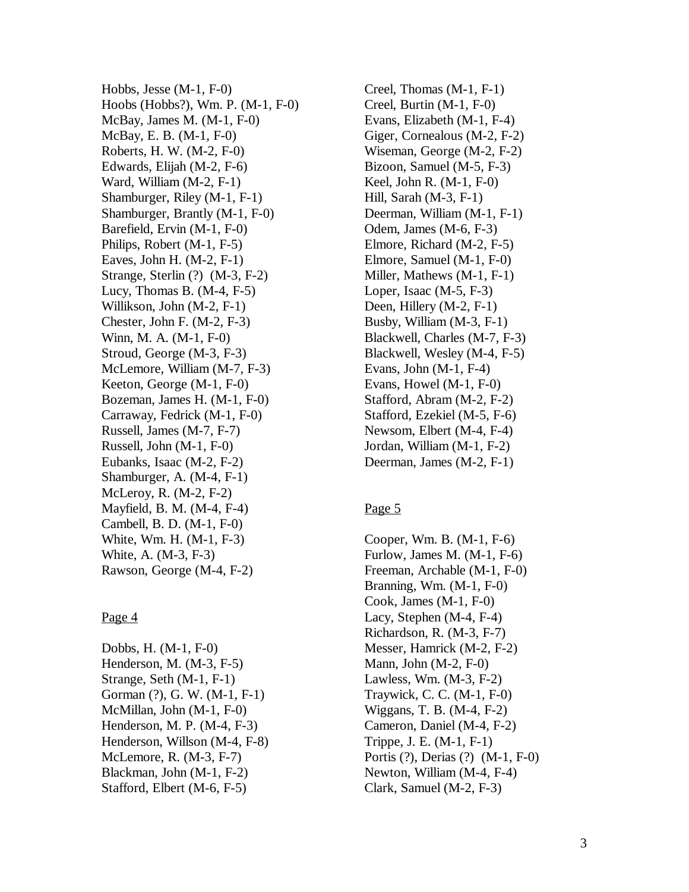Hobbs, Jesse (M-1, F-0)
Hoobs (Hobbs?), Wm. P. (M-1, F-0)
McBay, James M. (M-1, F-0)
McBay, E. B. (M-1, F-0)
Roberts, H. W. (M-2, F-0)
Edwards, Elijah (M-2, F-6)
Ward, William (M-2, F-1)
Shamburger, Riley (M-1, F-1)
Shamburger, Brantly (M-1, F-0)
Barefield, Ervin (M-1, F-0)
Philips, Robert (M-1, F-5)
Eaves, John H. (M-2, F-1)
Strange, Sterlin (?) (M-3, F-2)
Lucy, Thomas B. (M-4, F-5)
Willikson, John (M-2, F-1)
Chester, John F. (M-2, F-3)
Winn, M. A. (M-1, F-0)
Stroud, George (M-3, F-3)
McLemore, William (M-7, F-3)
Keeton, George (M-1, F-0)
Bozeman, James H. (M-1, F-0)
Carraway, Fedrick (M-1, F-0)
Russell, James (M-7, F-7)
Russell, John (M-1, F-0)
Eubanks, Isaac (M-2, F-2)
Shamburger, A. (M-4, F-1)
McLeroy, R. (M-2, F-2)
Mayfield, B. M. (M-4, F-4)
Cambell, B. D. (M-1, F-0)
White, Wm. H. (M-1, F-3)
White, A. (M-3, F-3)
Rawson, George (M-4, F-2)

Page 4

Dobbs, H. (M-1, F-0)
Henderson, M. (M-3, F-5)
Strange, Seth (M-1, F-1)
Gorman (?), G. W. (M-1, F-1)
McMillan, John (M-1, F-0)
Henderson, M. P. (M-4, F-3)
Henderson, Willson (M-4, F-8)
McLemore, R. (M-3, F-7)
Blackman, John (M-1, F-2)
Stafford, Elbert (M-6, F-5)
Creel, Thomas (M-1, F-1)
Creel, Burtin (M-1, F-0)
Evans, Elizabeth (M-1, F-4)
Giger, Cornealous (M-2, F-2)
Wiseman, George (M-2, F-2)
Bizoon, Samuel (M-5, F-3)
Keel, John R. (M-1, F-0)
Hill, Sarah (M-3, F-1)
Deerman, William (M-1, F-1)
Odem, James (M-6, F-3)
Elmore, Richard (M-2, F-5)
Elmore, Samuel (M-1, F-0)
Miller, Mathews (M-1, F-1)
Loper, Isaac (M-5, F-3)
Deen, Hillery (M-2, F-1)
Busby, William (M-3, F-1)
Blackwell, Charles (M-7, F-3)
Blackwell, Wesley (M-4, F-5)
Evans, John (M-1, F-4)
Evans, Howel (M-1, F-0)
Stafford, Abram (M-2, F-2)
Stafford, Ezekiel (M-5, F-6)
Newsom, Elbert (M-4, F-4)
Jordan, William (M-1, F-2)
Deerman, James (M-2, F-1)

Page 5

Cooper, Wm. B. (M-1, F-6)
Furlow, James M. (M-1, F-6)
Freeman, Archable (M-1, F-0)
Branning, Wm. (M-1, F-0)
Cook, James (M-1, F-0)
Lacy, Stephen (M-4, F-4)
Richardson, R. (M-3, F-7)
Messer, Hamrick (M-2, F-2)
Mann, John (M-2, F-0)
Lawless, Wm. (M-3, F-2)
Traywick, C. C. (M-1, F-0)
Wiggans, T. B. (M-4, F-2)
Cameron, Daniel (M-4, F-2)
Trippe, J. E. (M-1, F-1)
Portis (?), Derias (?) (M-1, F-0)
Newton, William (M-4, F-4)
Clark, Samuel (M-2, F-3)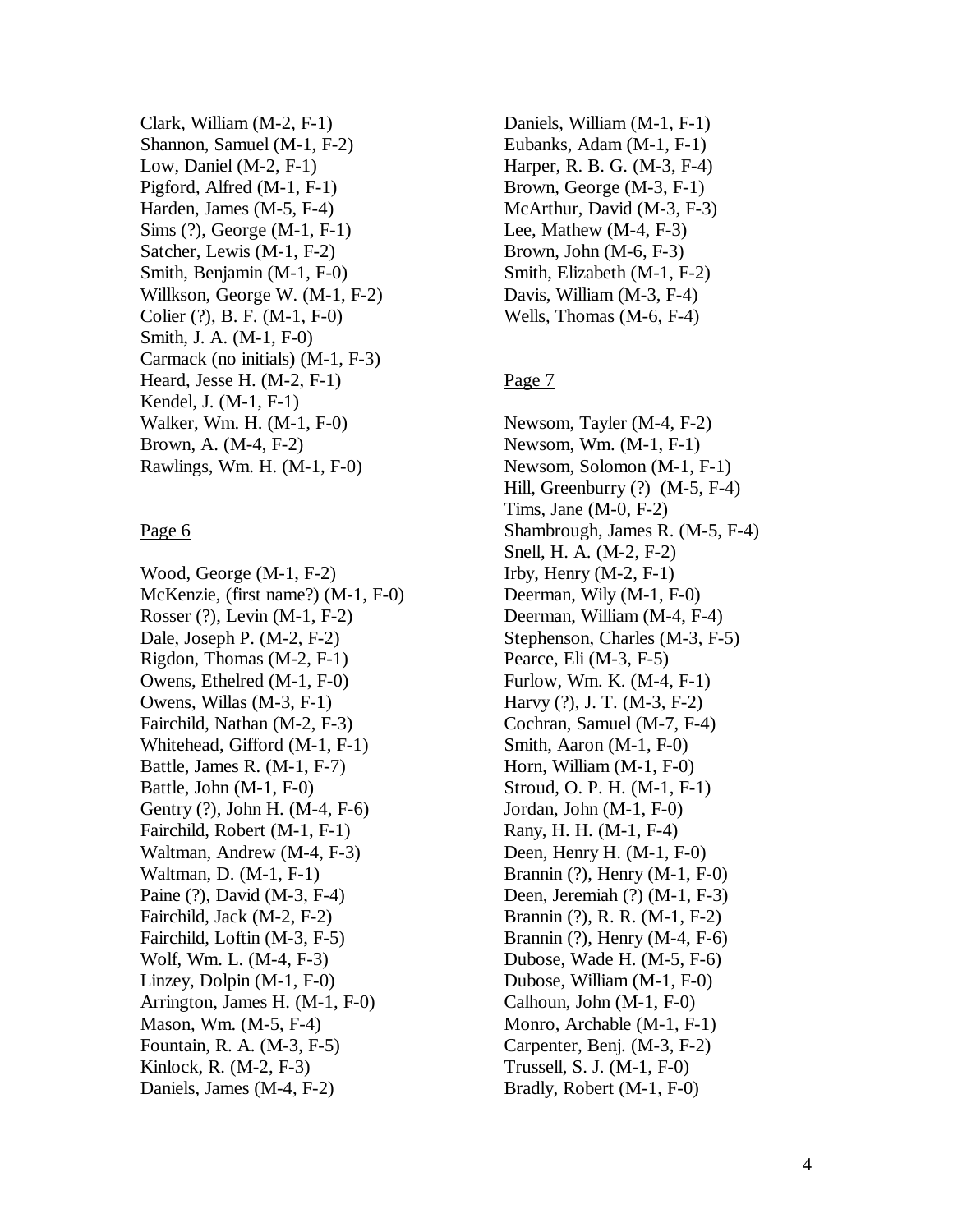Clark, William (M-2, F-1)
Shannon, Samuel (M-1, F-2)
Low, Daniel (M-2, F-1)
Pigford, Alfred (M-1, F-1)
Harden, James (M-5, F-4)
Sims (?), George (M-1, F-1)
Satcher, Lewis (M-1, F-2)
Smith, Benjamin (M-1, F-0)
Willkson, George W. (M-1, F-2)
Colier (?), B. F. (M-1, F-0)
Smith, J. A. (M-1, F-0)
Carmack (no initials) (M-1, F-3)
Heard, Jesse H. (M-2, F-1)
Kendel, J. (M-1, F-1)
Walker, Wm. H. (M-1, F-0)
Brown, A. (M-4, F-2)
Rawlings, Wm. H. (M-1, F-0)

Page 6

Wood, George (M-1, F-2)
McKenzie, (first name?) (M-1, F-0)
Rosser (?), Levin (M-1, F-2)
Dale, Joseph P. (M-2, F-2)
Rigdon, Thomas (M-2, F-1)
Owens, Ethelred (M-1, F-0)
Owens, Willas (M-3, F-1)
Fairchild, Nathan (M-2, F-3)
Whitehead, Gifford (M-1, F-1)
Battle, James R. (M-1, F-7)
Battle, John (M-1, F-0)
Gentry (?), John H. (M-4, F-6)
Fairchild, Robert (M-1, F-1)
Waltman, Andrew (M-4, F-3)
Waltman, D. (M-1, F-1)
Paine (?), David (M-3, F-4)
Fairchild, Jack (M-2, F-2)
Fairchild, Loftin (M-3, F-5)
Wolf, Wm. L. (M-4, F-3)
Linzey, Dolpin (M-1, F-0)
Arrington, James H. (M-1, F-0)
Mason, Wm. (M-5, F-4)
Fountain, R. A. (M-3, F-5)
Kinlock, R. (M-2, F-3)
Daniels, James (M-4, F-2)
Daniels, William (M-1, F-1)
Eubanks, Adam (M-1, F-1)
Harper, R. B. G. (M-3, F-4)
Brown, George (M-3, F-1)
McArthur, David (M-3, F-3)
Lee, Mathew (M-4, F-3)
Brown, John (M-6, F-3)
Smith, Elizabeth (M-1, F-2)
Davis, William (M-3, F-4)
Wells, Thomas (M-6, F-4)

Page 7

Newsom, Tayler (M-4, F-2)
Newsom, Wm. (M-1, F-1)
Newsom, Solomon (M-1, F-1)
Hill, Greenburry (?) (M-5, F-4)
Tims, Jane (M-0, F-2)
Shambrough, James R. (M-5, F-4)
Snell, H. A. (M-2, F-2)
Irby, Henry (M-2, F-1)
Deerman, Wily (M-1, F-0)
Deerman, William (M-4, F-4)
Stephenson, Charles (M-3, F-5)
Pearce, Eli (M-3, F-5)
Furlow, Wm. K. (M-4, F-1)
Harvy (?), J. T. (M-3, F-2)
Cochran, Samuel (M-7, F-4)
Smith, Aaron (M-1, F-0)
Horn, William (M-1, F-0)
Stroud, O. P. H. (M-1, F-1)
Jordan, John (M-1, F-0)
Rany, H. H. (M-1, F-4)
Deen, Henry H. (M-1, F-0)
Brannin (?), Henry (M-1, F-0)
Deen, Jeremiah (?) (M-1, F-3)
Brannin (?), R. R. (M-1, F-2)
Brannin (?), Henry (M-4, F-6)
Dubose, Wade H. (M-5, F-6)
Dubose, William (M-1, F-0)
Calhoun, John (M-1, F-0)
Monro, Archable (M-1, F-1)
Carpenter, Benj. (M-3, F-2)
Trussell, S. J. (M-1, F-0)
Bradly, Robert (M-1, F-0)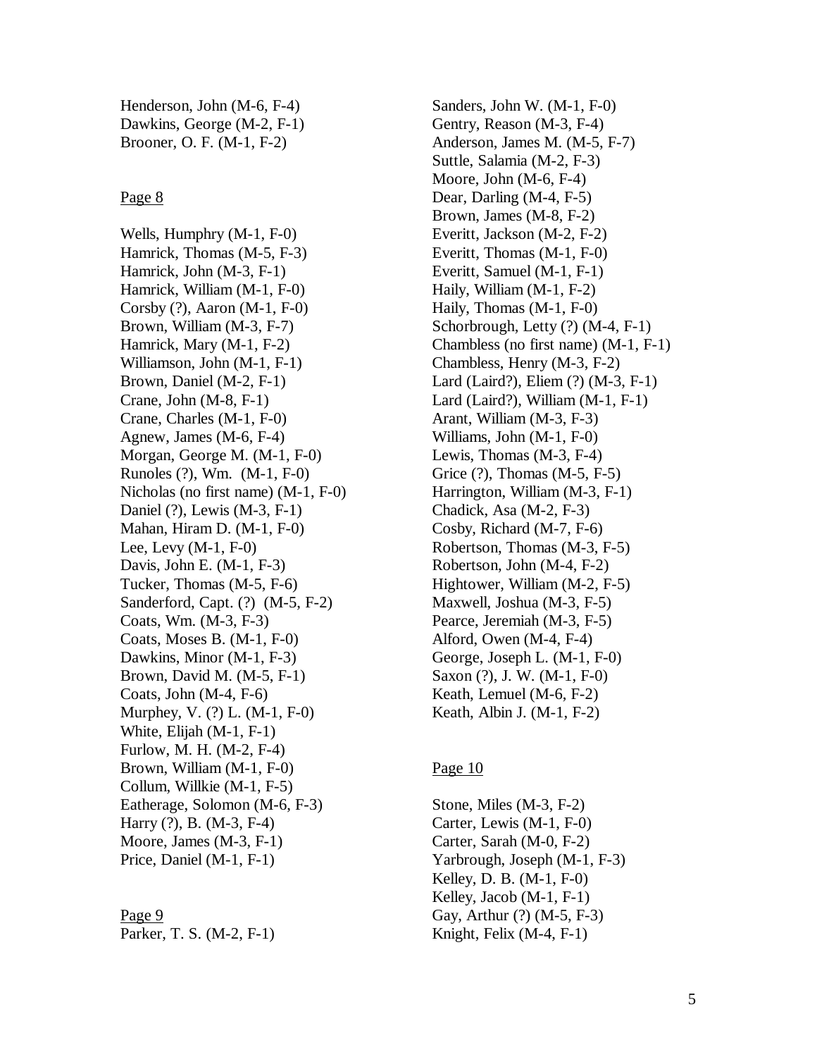Henderson, John (M-6, F-4)
Dawkins, George (M-2, F-1)
Brooner, O. F. (M-1, F-2)

Page 8

Wells, Humphry (M-1, F-0)
Hamrick, Thomas (M-5, F-3)
Hamrick, John (M-3, F-1)
Hamrick, William (M-1, F-0)
Corsby (?), Aaron (M-1, F-0)
Brown, William (M-3, F-7)
Hamrick, Mary (M-1, F-2)
Williamson, John (M-1, F-1)
Brown, Daniel (M-2, F-1)
Crane, John (M-8, F-1)
Crane, Charles (M-1, F-0)
Agnew, James (M-6, F-4)
Morgan, George M. (M-1, F-0)
Runoles (?), Wm. (M-1, F-0)
Nicholas (no first name) (M-1, F-0)
Daniel (?), Lewis (M-3, F-1)
Mahan, Hiram D. (M-1, F-0)
Lee, Levy (M-1, F-0)
Davis, John E. (M-1, F-3)
Tucker, Thomas (M-5, F-6)
Sanderford, Capt. (?) (M-5, F-2)
Coats, Wm. (M-3, F-3)
Coats, Moses B. (M-1, F-0)
Dawkins, Minor (M-1, F-3)
Brown, David M. (M-5, F-1)
Coats, John (M-4, F-6)
Murphey, V. (?) L. (M-1, F-0)
White, Elijah (M-1, F-1)
Furlow, M. H. (M-2, F-4)
Brown, William (M-1, F-0)
Collum, Willkie (M-1, F-5)
Eatherage, Solomon (M-6, F-3)
Harry (?), B. (M-3, F-4)
Moore, James (M-3, F-1)
Price, Daniel (M-1, F-1)

Page 9

Parker, T. S. (M-2, F-1)
Sanders, John W. (M-1, F-0)
Gentry, Reason (M-3, F-4)
Anderson, James M. (M-5, F-7)
Suttle, Salamia (M-2, F-3)
Moore, John (M-6, F-4)
Dear, Darling (M-4, F-5)
Brown, James (M-8, F-2)
Everitt, Jackson (M-2, F-2)
Everitt, Thomas (M-1, F-0)
Everitt, Samuel (M-1, F-1)
Haily, William (M-1, F-2)
Haily, Thomas (M-1, F-0)
Schorbrough, Letty (?) (M-4, F-1)
Chambless (no first name) (M-1, F-1)
Chambless, Henry (M-3, F-2)
Lard (Laird?), Eliem (?) (M-3, F-1)
Lard (Laird?), William (M-1, F-1)
Arant, William (M-3, F-3)
Williams, John (M-1, F-0)
Lewis, Thomas (M-3, F-4)
Grice (?), Thomas (M-5, F-5)
Harrington, William (M-3, F-1)
Chadick, Asa (M-2, F-3)
Cosby, Richard (M-7, F-6)
Robertson, Thomas (M-3, F-5)
Robertson, John (M-4, F-2)
Hightower, William (M-2, F-5)
Maxwell, Joshua (M-3, F-5)
Pearce, Jeremiah (M-3, F-5)
Alford, Owen (M-4, F-4)
George, Joseph L. (M-1, F-0)
Saxon (?), J. W. (M-1, F-0)
Keath, Lemuel (M-6, F-2)
Keath, Albin J. (M-1, F-2)

Page 10

Stone, Miles (M-3, F-2)
Carter, Lewis (M-1, F-0)
Carter, Sarah (M-0, F-2)
Yarbrough, Joseph (M-1, F-3)
Kelley, D. B. (M-1, F-0)
Kelley, Jacob (M-1, F-1)
Gay, Arthur (?) (M-5, F-3)
Knight, Felix (M-4, F-1)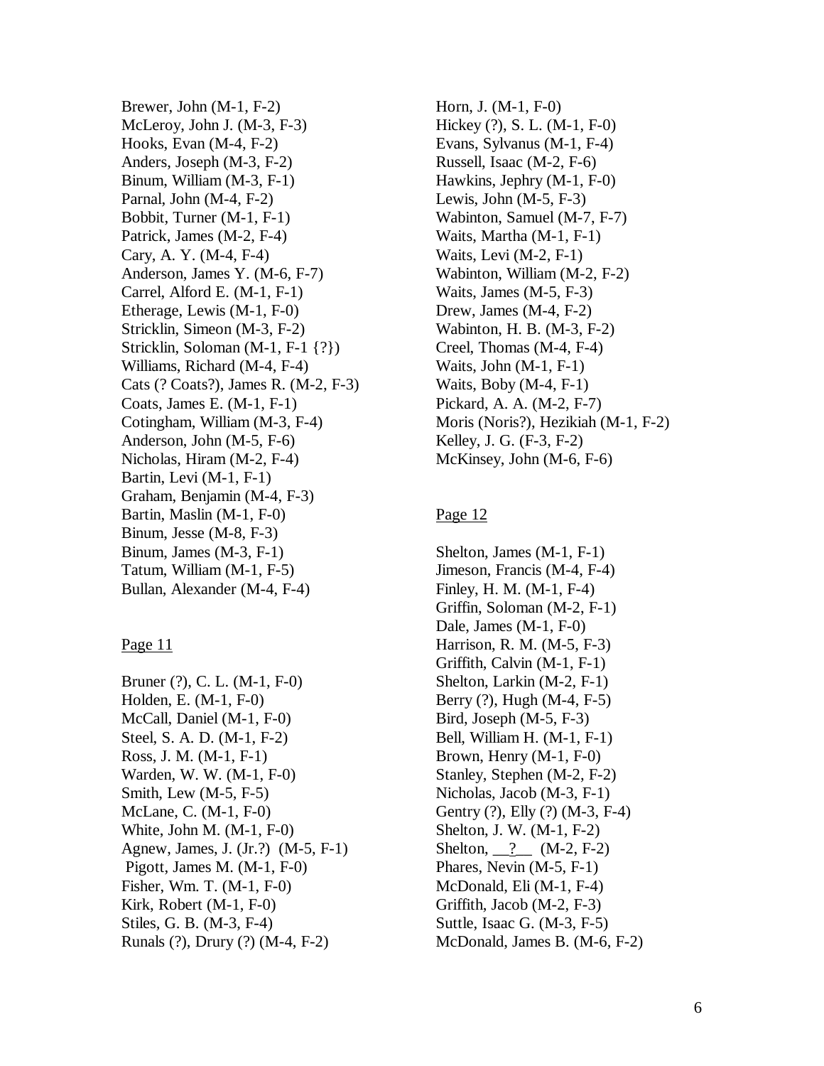Brewer, John (M-1, F-2)
McLeroy, John J. (M-3, F-3)
Hooks, Evan (M-4, F-2)
Anders, Joseph (M-3, F-2)
Binum, William (M-3, F-1)
Parnal, John (M-4, F-2)
Bobbit, Turner (M-1, F-1)
Patrick, James (M-2, F-4)
Cary, A. Y. (M-4, F-4)
Anderson, James Y. (M-6, F-7)
Carrel, Alford E. (M-1, F-1)
Etherage, Lewis (M-1, F-0)
Stricklin, Simeon (M-3, F-2)
Stricklin, Soloman (M-1, F-1 {?})
Williams, Richard (M-4, F-4)
Cats (? Coats?), James R. (M-2, F-3)
Coats, James E. (M-1, F-1)
Cotingham, William (M-3, F-4)
Anderson, John (M-5, F-6)
Nicholas, Hiram (M-2, F-4)
Bartin, Levi (M-1, F-1)
Graham, Benjamin (M-4, F-3)
Bartin, Maslin (M-1, F-0)
Binum, Jesse (M-8, F-3)
Binum, James (M-3, F-1)
Tatum, William (M-1, F-5)
Bullan, Alexander (M-4, F-4)

## Page 11

Bruner (?), C. L. (M-1, F-0)
Holden, E. (M-1, F-0)
McCall, Daniel (M-1, F-0)
Steel, S. A. D. (M-1, F-2)
Ross, J. M. (M-1, F-1)
Warden, W. W. (M-1, F-0)
Smith, Lew (M-5, F-5)
McLane, C. (M-1, F-0)
White, John M. (M-1, F-0)
Agnew, James, J. (Jr.?) (M-5, F-1)
Pigott, James M. (M-1, F-0)
Fisher, Wm. T. (M-1, F-0)
Kirk, Robert (M-1, F-0)
Stiles, G. B. (M-3, F-4)
Runals (?), Drury (?) (M-4, F-2)
Horn, J. (M-1, F-0)
Hickey (?), S. L. (M-1, F-0)
Evans, Sylvanus (M-1, F-4)
Russell, Isaac (M-2, F-6)
Hawkins, Jephry (M-1, F-0)
Lewis, John (M-5, F-3)
Wabinton, Samuel (M-7, F-7)
Waits, Martha (M-1, F-1)
Waits, Levi (M-2, F-1)
Wabinton, William (M-2, F-2)
Waits, James (M-5, F-3)
Drew, James (M-4, F-2)
Wabinton, H. B. (M-3, F-2)
Creel, Thomas (M-4, F-4)
Waits, John (M-1, F-1)
Waits, Boby (M-4, F-1)
Pickard, A. A. (M-2, F-7)
Moris (Noris?), Hezikiah (M-1, F-2)
Kelley, J. G. (F-3, F-2)
McKinsey, John (M-6, F-6)

## Page 12

Shelton, James (M-1, F-1)
Jimeson, Francis (M-4, F-4)
Finley, H. M. (M-1, F-4)
Griffin, Soloman (M-2, F-1)
Dale, James (M-1, F-0)
Harrison, R. M. (M-5, F-3)
Griffith, Calvin (M-1, F-1)
Shelton, Larkin (M-2, F-1)
Berry (?), Hugh (M-4, F-5)
Bird, Joseph (M-5, F-3)
Bell, William H. (M-1, F-1)
Brown, Henry (M-1, F-0)
Stanley, Stephen (M-2, F-2)
Nicholas, Jacob (M-3, F-1)
Gentry (?), Elly (?) (M-3, F-4)
Shelton, J. W. (M-1, F-2)
Shelton, \_\_?\_\_ (M-2, F-2)
Phares, Nevin (M-5, F-1)
McDonald, Eli (M-1, F-4)
Griffith, Jacob (M-2, F-3)
Suttle, Isaac G. (M-3, F-5)
McDonald, James B. (M-6, F-2)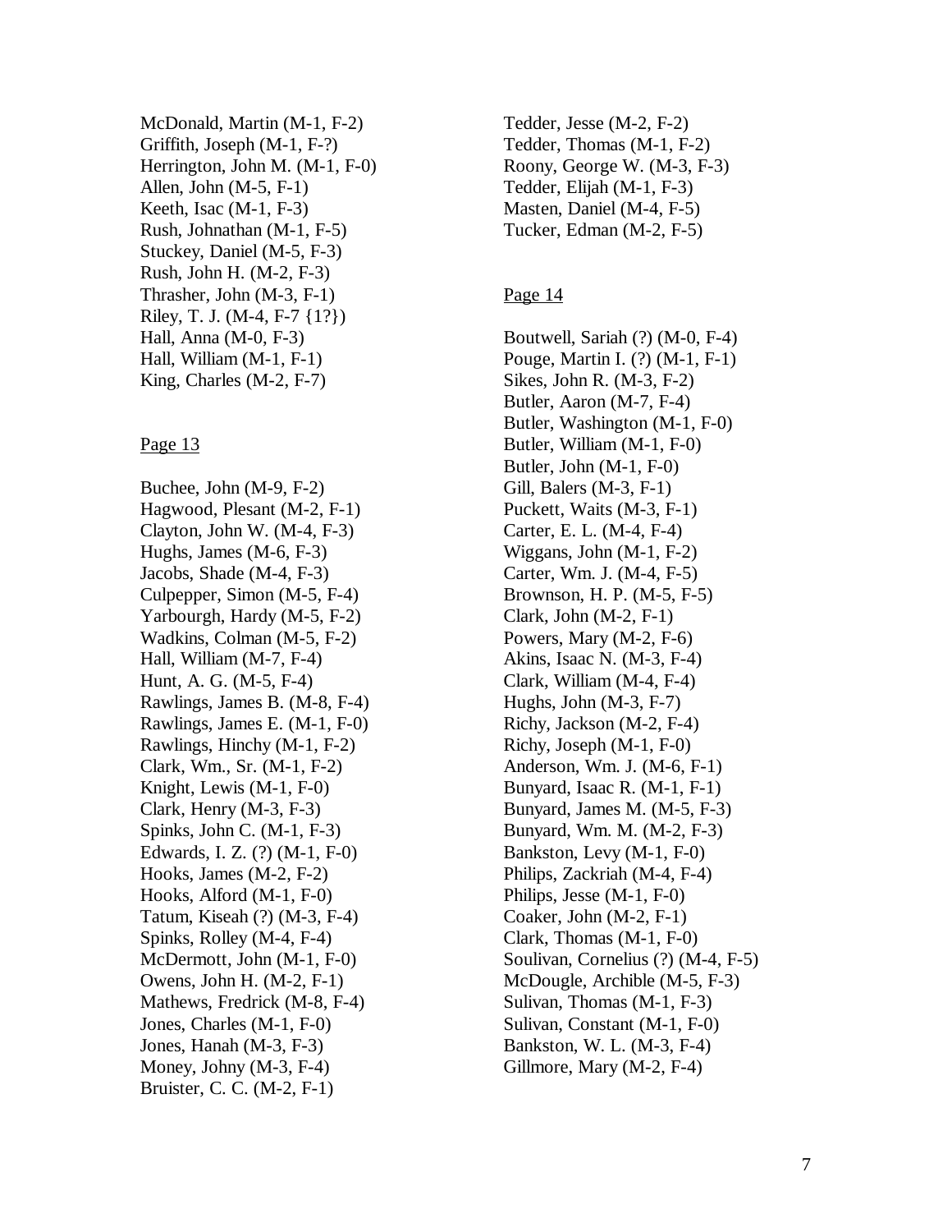McDonald, Martin (M-1, F-2)
Griffith, Joseph (M-1, F-?)
Herrington, John M. (M-1, F-0)
Allen, John (M-5, F-1)
Keeth, Isac (M-1, F-3)
Rush, Johnathan (M-1, F-5)
Stuckey, Daniel (M-5, F-3)
Rush, John H. (M-2, F-3)
Thrasher, John (M-3, F-1)
Riley, T. J. (M-4, F-7 {1?})
Hall, Anna (M-0, F-3)
Hall, William (M-1, F-1)
King, Charles (M-2, F-7)

Page 13

Buchee, John (M-9, F-2)
Hagwood, Plesant (M-2, F-1)
Clayton, John W. (M-4, F-3)
Hughs, James (M-6, F-3)
Jacobs, Shade (M-4, F-3)
Culpepper, Simon (M-5, F-4)
Yarbourgh, Hardy (M-5, F-2)
Wadkins, Colman (M-5, F-2)
Hall, William (M-7, F-4)
Hunt, A. G. (M-5, F-4)
Rawlings, James B. (M-8, F-4)
Rawlings, James E. (M-1, F-0)
Rawlings, Hinchy (M-1, F-2)
Clark, Wm., Sr. (M-1, F-2)
Knight, Lewis (M-1, F-0)
Clark, Henry (M-3, F-3)
Spinks, John C. (M-1, F-3)
Edwards, I. Z. (?) (M-1, F-0)
Hooks, James (M-2, F-2)
Hooks, Alford (M-1, F-0)
Tatum, Kiseah (?) (M-3, F-4)
Spinks, Rolley (M-4, F-4)
McDermott, John (M-1, F-0)
Owens, John H. (M-2, F-1)
Mathews, Fredrick (M-8, F-4)
Jones, Charles (M-1, F-0)
Jones, Hanah (M-3, F-3)
Money, Johny (M-3, F-4)
Bruister, C. C. (M-2, F-1)
Tedder, Jesse (M-2, F-2)
Tedder, Thomas (M-1, F-2)
Roony, George W. (M-3, F-3)
Tedder, Elijah (M-1, F-3)
Masten, Daniel (M-4, F-5)
Tucker, Edman (M-2, F-5)

Page 14

Boutwell, Sariah (?) (M-0, F-4)
Pouge, Martin I. (?) (M-1, F-1)
Sikes, John R. (M-3, F-2)
Butler, Aaron (M-7, F-4)
Butler, Washington (M-1, F-0)
Butler, William (M-1, F-0)
Butler, John (M-1, F-0)
Gill, Balers (M-3, F-1)
Puckett, Waits (M-3, F-1)
Carter, E. L. (M-4, F-4)
Wiggans, John (M-1, F-2)
Carter, Wm. J. (M-4, F-5)
Brownson, H. P. (M-5, F-5)
Clark, John (M-2, F-1)
Powers, Mary (M-2, F-6)
Akins, Isaac N. (M-3, F-4)
Clark, William (M-4, F-4)
Hughs, John (M-3, F-7)
Richy, Jackson (M-2, F-4)
Richy, Joseph (M-1, F-0)
Anderson, Wm. J. (M-6, F-1)
Bunyard, Isaac R. (M-1, F-1)
Bunyard, James M. (M-5, F-3)
Bunyard, Wm. M. (M-2, F-3)
Bankston, Levy (M-1, F-0)
Philips, Zackriah (M-4, F-4)
Philips, Jesse (M-1, F-0)
Coaker, John (M-2, F-1)
Clark, Thomas (M-1, F-0)
Soulivan, Cornelius (?) (M-4, F-5)
McDougle, Archible (M-5, F-3)
Sulivan, Thomas (M-1, F-3)
Sulivan, Constant (M-1, F-0)
Bankston, W. L. (M-3, F-4)
Gillmore, Mary (M-2, F-4)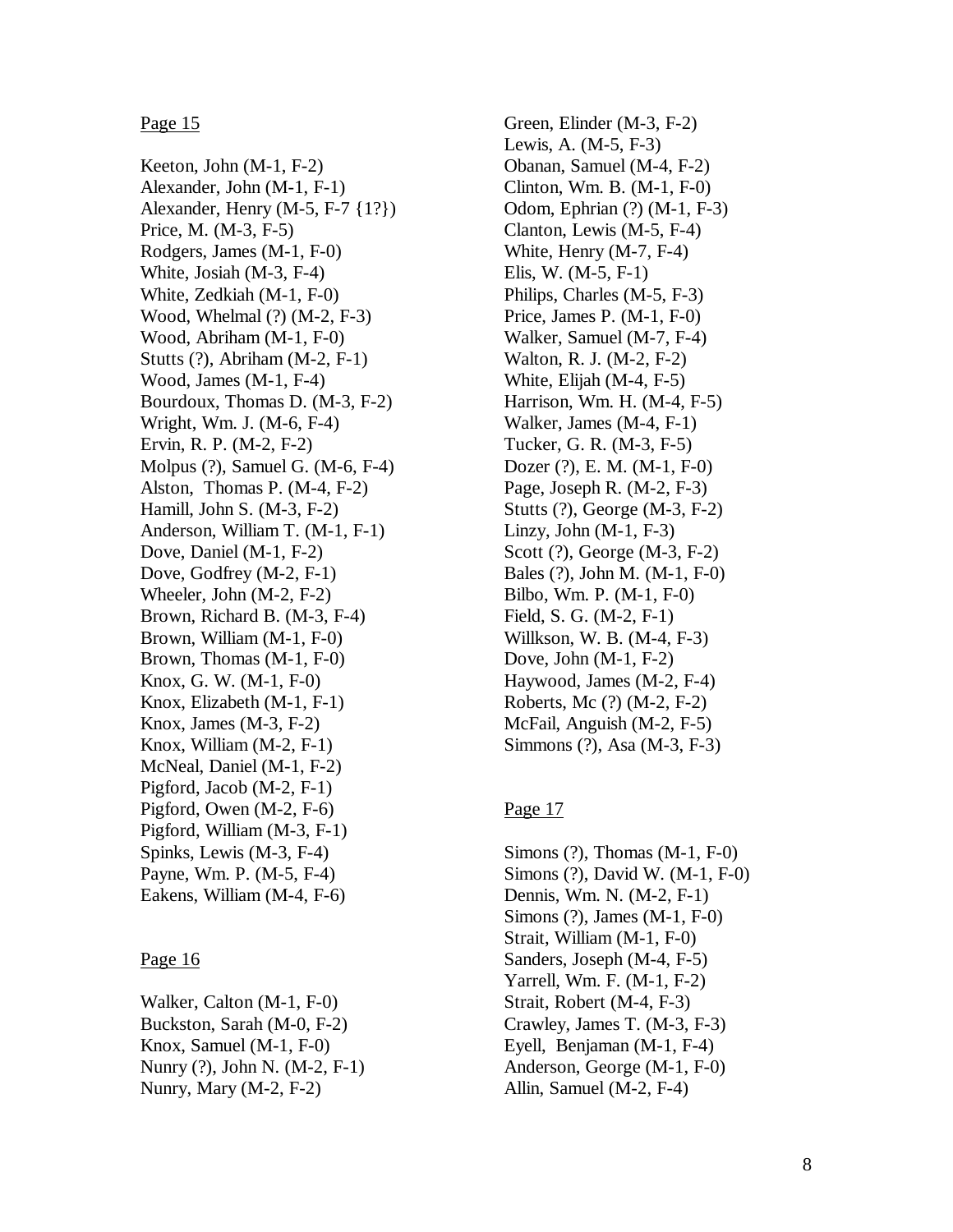Page 15

Keeton, John (M-1, F-2)
Alexander, John (M-1, F-1)
Alexander, Henry (M-5, F-7 {1?})
Price, M. (M-3, F-5)
Rodgers, James (M-1, F-0)
White, Josiah (M-3, F-4)
White, Zedkiah (M-1, F-0)
Wood, Whelmal (?) (M-2, F-3)
Wood, Abriham (M-1, F-0)
Stutts (?), Abriham (M-2, F-1)
Wood, James (M-1, F-4)
Bourdoux, Thomas D. (M-3, F-2)
Wright, Wm. J. (M-6, F-4)
Ervin, R. P. (M-2, F-2)
Molpus (?), Samuel G. (M-6, F-4)
Alston, Thomas P. (M-4, F-2)
Hamill, John S. (M-3, F-2)
Anderson, William T. (M-1, F-1)
Dove, Daniel (M-1, F-2)
Dove, Godfrey (M-2, F-1)
Wheeler, John (M-2, F-2)
Brown, Richard B. (M-3, F-4)
Brown, William (M-1, F-0)
Brown, Thomas (M-1, F-0)
Knox, G. W. (M-1, F-0)
Knox, Elizabeth (M-1, F-1)
Knox, James (M-3, F-2)
Knox, William (M-2, F-1)
McNeal, Daniel (M-1, F-2)
Pigford, Jacob (M-2, F-1)
Pigford, Owen (M-2, F-6)
Pigford, William (M-3, F-1)
Spinks, Lewis (M-3, F-4)
Payne, Wm. P. (M-5, F-4)
Eakens, William (M-4, F-6)

Page 16

Walker, Calton (M-1, F-0)
Buckston, Sarah (M-0, F-2)
Knox, Samuel (M-1, F-0)
Nunry (?), John N. (M-2, F-1)
Nunry, Mary (M-2, F-2)
Green, Elinder (M-3, F-2)
Lewis, A. (M-5, F-3)
Obanan, Samuel (M-4, F-2)
Clinton, Wm. B. (M-1, F-0)
Odom, Ephrian (?) (M-1, F-3)
Clanton, Lewis (M-5, F-4)
White, Henry (M-7, F-4)
Elis, W. (M-5, F-1)
Philips, Charles (M-5, F-3)
Price, James P. (M-1, F-0)
Walker, Samuel (M-7, F-4)
Walton, R. J. (M-2, F-2)
White, Elijah (M-4, F-5)
Harrison, Wm. H. (M-4, F-5)
Walker, James (M-4, F-1)
Tucker, G. R. (M-3, F-5)
Dozer (?), E. M. (M-1, F-0)
Page, Joseph R. (M-2, F-3)
Stutts (?), George (M-3, F-2)
Linzy, John (M-1, F-3)
Scott (?), George (M-3, F-2)
Bales (?), John M. (M-1, F-0)
Bilbo, Wm. P. (M-1, F-0)
Field, S. G. (M-2, F-1)
Willkson, W. B. (M-4, F-3)
Dove, John (M-1, F-2)
Haywood, James (M-2, F-4)
Roberts, Mc (?) (M-2, F-2)
McFail, Anguish (M-2, F-5)
Simmons (?), Asa (M-3, F-3)

Page 17

Simons (?), Thomas (M-1, F-0)
Simons (?), David W. (M-1, F-0)
Dennis, Wm. N. (M-2, F-1)
Simons (?), James (M-1, F-0)
Strait, William (M-1, F-0)
Sanders, Joseph (M-4, F-5)
Yarrell, Wm. F. (M-1, F-2)
Strait, Robert (M-4, F-3)
Crawley, James T. (M-3, F-3)
Eyell, Benjaman (M-1, F-4)
Anderson, George (M-1, F-0)
Allin, Samuel (M-2, F-4)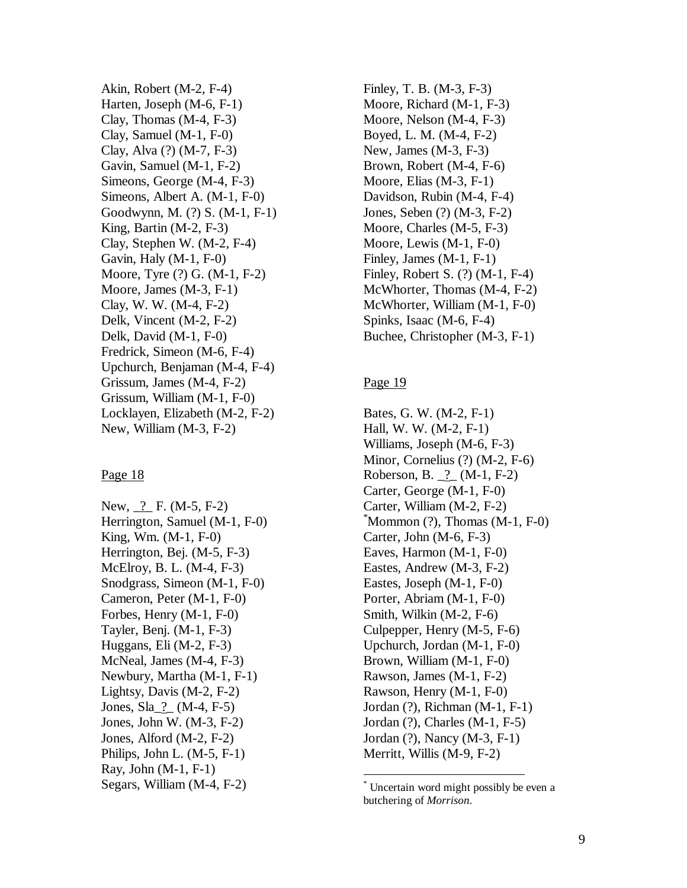Akin, Robert (M-2, F-4)
Harten, Joseph (M-6, F-1)
Clay, Thomas (M-4, F-3)
Clay, Samuel (M-1, F-0)
Clay, Alva (?) (M-7, F-3)
Gavin, Samuel (M-1, F-2)
Simeons, George (M-4, F-3)
Simeons, Albert A. (M-1, F-0)
Goodwynn, M. (?) S. (M-1, F-1)
King, Bartin (M-2, F-3)
Clay, Stephen W. (M-2, F-4)
Gavin, Haly (M-1, F-0)
Moore, Tyre (?) G. (M-1, F-2)
Moore, James (M-3, F-1)
Clay, W. W. (M-4, F-2)
Delk, Vincent (M-2, F-2)
Delk, David (M-1, F-0)
Fredrick, Simeon (M-6, F-4)
Upchurch, Benjaman (M-4, F-4)
Grissum, James (M-4, F-2)
Grissum, William (M-1, F-0)
Locklayen, Elizabeth (M-2, F-2)
New, William (M-3, F-2)

Page 18

New, _?_ F. (M-5, F-2)
Herrington, Samuel (M-1, F-0)
King, Wm. (M-1, F-0)
Herrington, Bej. (M-5, F-3)
McElroy, B. L. (M-4, F-3)
Snodgrass, Simeon (M-1, F-0)
Cameron, Peter (M-1, F-0)
Forbes, Henry (M-1, F-0)
Tayler, Benj. (M-1, F-3)
Huggans, Eli (M-2, F-3)
McNeal, James (M-4, F-3)
Newbury, Martha (M-1, F-1)
Lightsy, Davis (M-2, F-2)
Jones, Sla_?_ (M-4, F-5)
Jones, John W. (M-3, F-2)
Jones, Alford (M-2, F-2)
Philips, John L. (M-5, F-1)
Ray, John (M-1, F-1)
Segars, William (M-4, F-2)
Finley, T. B. (M-3, F-3)
Moore, Richard (M-1, F-3)
Moore, Nelson (M-4, F-3)
Boyed, L. M. (M-4, F-2)
New, James (M-3, F-3)
Brown, Robert (M-4, F-6)
Moore, Elias (M-3, F-1)
Davidson, Rubin (M-4, F-4)
Jones, Seben (?) (M-3, F-2)
Moore, Charles (M-5, F-3)
Moore, Lewis (M-1, F-0)
Finley, James (M-1, F-1)
Finley, Robert S. (?) (M-1, F-4)
McWhorter, Thomas (M-4, F-2)
McWhorter, William (M-1, F-0)
Spinks, Isaac (M-6, F-4)
Buchee, Christopher (M-3, F-1)

Page 19

Bates, G. W. (M-2, F-1)
Hall, W. W. (M-2, F-1)
Williams, Joseph (M-6, F-3)
Minor, Cornelius (?) (M-2, F-6)
Roberson, B. _?_ (M-1, F-2)
Carter, George (M-1, F-0)
Carter, William (M-2, F-2)
[*]Mommon (?), Thomas (M-1, F-0)
Carter, John (M-6, F-3)
Eaves, Harmon (M-1, F-0)
Eastes, Andrew (M-3, F-2)
Eastes, Joseph (M-1, F-0)
Porter, Abriam (M-1, F-0)
Smith, Wilkin (M-2, F-6)
Culpepper, Henry (M-5, F-6)
Upchurch, Jordan (M-1, F-0)
Brown, William (M-1, F-0)
Rawson, James (M-1, F-2)
Rawson, Henry (M-1, F-0)
Jordan (?), Richman (M-1, F-1)
Jordan (?), Charles (M-1, F-5)
Jordan (?), Nancy (M-3, F-1)
Merritt, Willis (M-9, F-2)

[*] Uncertain word might possibly be even a butchering of *Morrison*.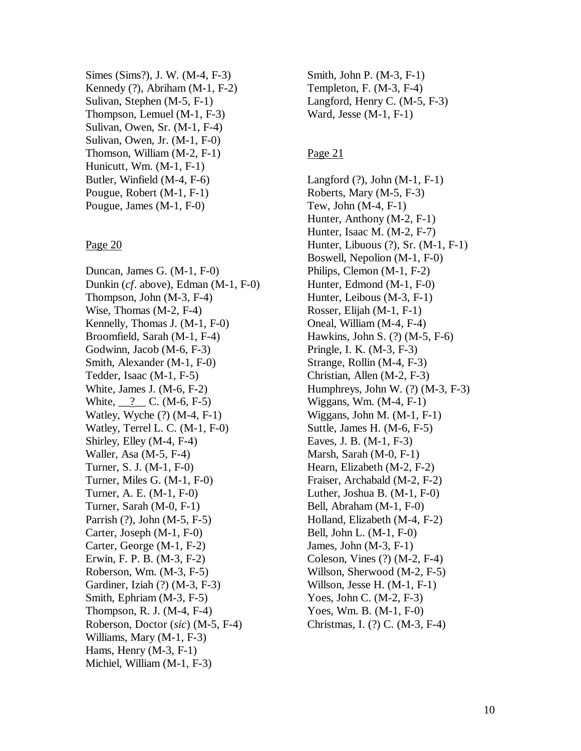Simes (Sims?), J. W. (M-4, F-3)
Kennedy (?), Abriham (M-1, F-2)
Sulivan, Stephen (M-5, F-1)
Thompson, Lemuel (M-1, F-3)
Sulivan, Owen, Sr. (M-1, F-4)
Sulivan, Owen, Jr. (M-1, F-0)
Thomson, William (M-2, F-1)
Hunicutt, Wm. (M-1, F-1)
Butler, Winfield (M-4, F-6)
Pougue, Robert (M-1, F-1)
Pougue, James (M-1, F-0)

<u>Page 20</u>

Duncan, James G. (M-1, F-0)
Dunkin (*cf*. above), Edman (M-1, F-0)
Thompson, John (M-3, F-4)
Wise, Thomas (M-2, F-4)
Kennelly, Thomas J. (M-1, F-0)
Broomfield, Sarah (M-1, F-4)
Godwinn, Jacob (M-6, F-3)
Smith, Alexander (M-1, F-0)
Tedder, Isaac (M-1, F-5)
White, James J. (M-6, F-2)
White, __?__ C. (M-6, F-5)
Watley, Wyche (?) (M-4, F-1)
Watley, Terrel L. C. (M-1, F-0)
Shirley, Elley (M-4, F-4)
Waller, Asa (M-5, F-4)
Turner, S. J. (M-1, F-0)
Turner, Miles G. (M-1, F-0)
Turner, A. E. (M-1, F-0)
Turner, Sarah (M-0, F-1)
Parrish (?), John (M-5, F-5)
Carter, Joseph (M-1, F-0)
Carter, George (M-1, F-2)
Erwin, F. P. B. (M-3, F-2)
Roberson, Wm. (M-3, F-5)
Gardiner, Iziah (?) (M-3, F-3)
Smith, Ephriam (M-3, F-5)
Thompson, R. J. (M-4, F-4)
Roberson, Doctor (*sic*) (M-5, F-4)
Williams, Mary (M-1, F-3)
Hams, Henry (M-3, F-1)
Michiel, William (M-1, F-3)
Smith, John P. (M-3, F-1)
Templeton, F. (M-3, F-4)
Langford, Henry C. (M-5, F-3)
Ward, Jesse (M-1, F-1)

<u>Page 21</u>

Langford (?), John (M-1, F-1)
Roberts, Mary (M-5, F-3)
Tew, John (M-4, F-1)
Hunter, Anthony (M-2, F-1)
Hunter, Isaac M. (M-2, F-7)
Hunter, Libuous (?), Sr. (M-1, F-1)
Boswell, Nepolion (M-1, F-0)
Philips, Clemon (M-1, F-2)
Hunter, Edmond (M-1, F-0)
Hunter, Leibous (M-3, F-1)
Rosser, Elijah (M-1, F-1)
Oneal, William (M-4, F-4)
Hawkins, John S. (?) (M-5, F-6)
Pringle, I. K. (M-3, F-3)
Strange, Rollin (M-4, F-3)
Christian, Allen (M-2, F-3)
Humphreys, John W. (?) (M-3, F-3)
Wiggans, Wm. (M-4, F-1)
Wiggans, John M. (M-1, F-1)
Suttle, James H. (M-6, F-5)
Eaves, J. B. (M-1, F-3)
Marsh, Sarah (M-0, F-1)
Hearn, Elizabeth (M-2, F-2)
Fraiser, Archabald (M-2, F-2)
Luther, Joshua B. (M-1, F-0)
Bell, Abraham (M-1, F-0)
Holland, Elizabeth (M-4, F-2)
Bell, John L. (M-1, F-0)
James, John (M-3, F-1)
Coleson, Vines (?) (M-2, F-4)
Willson, Sherwood (M-2, F-5)
Willson, Jesse H. (M-1, F-1)
Yoes, John C. (M-2, F-3)
Yoes, Wm. B. (M-1, F-0)
Christmas, I. (?) C. (M-3, F-4)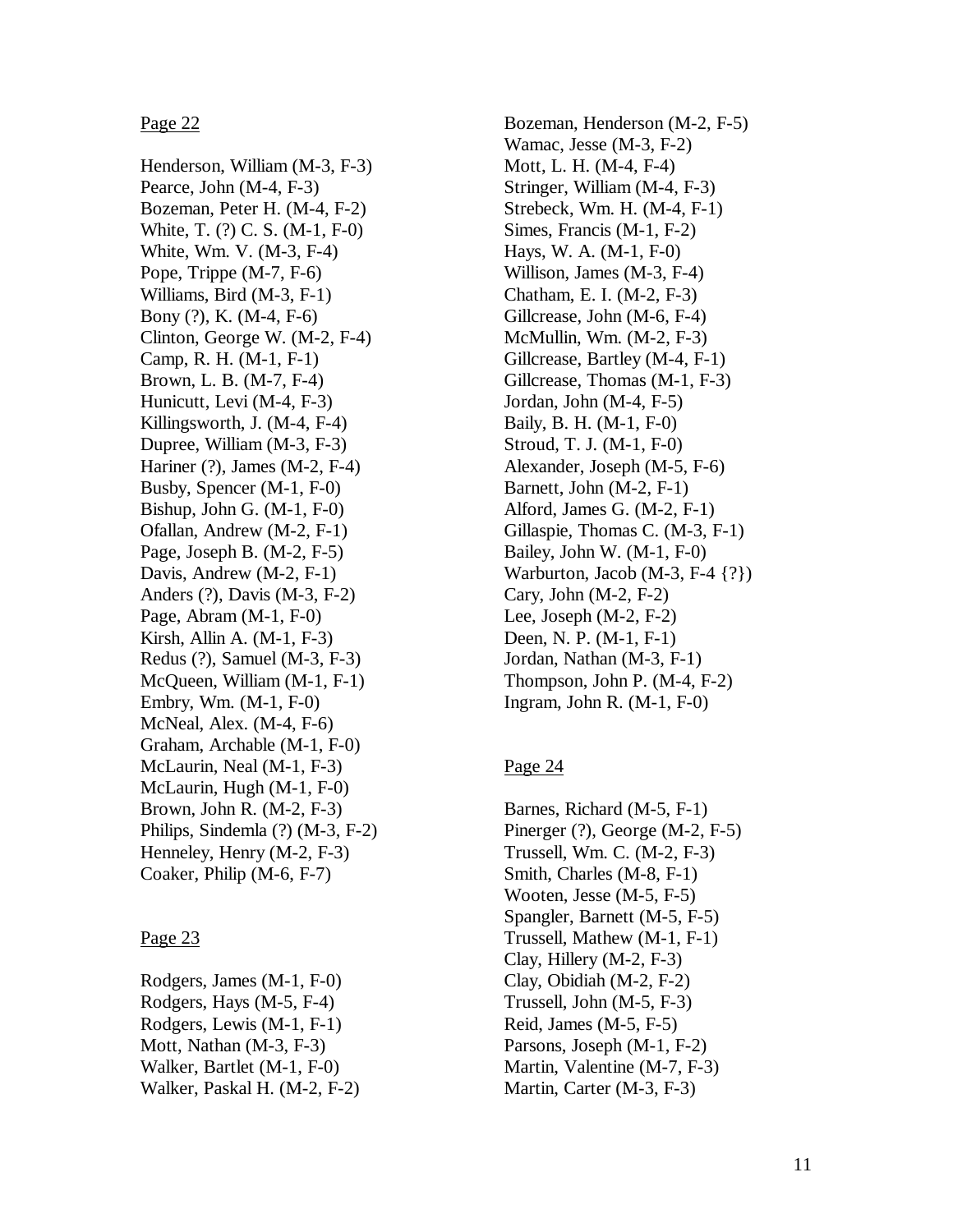Page 22

Henderson, William (M-3, F-3)
Pearce, John (M-4, F-3)
Bozeman, Peter H. (M-4, F-2)
White, T. (?) C. S. (M-1, F-0)
White, Wm. V. (M-3, F-4)
Pope, Trippe (M-7, F-6)
Williams, Bird (M-3, F-1)
Bony (?), K. (M-4, F-6)
Clinton, George W. (M-2, F-4)
Camp, R. H. (M-1, F-1)
Brown, L. B. (M-7, F-4)
Hunicutt, Levi (M-4, F-3)
Killingsworth, J. (M-4, F-4)
Dupree, William (M-3, F-3)
Hariner (?), James (M-2, F-4)
Busby, Spencer (M-1, F-0)
Bishup, John G. (M-1, F-0)
Ofallan, Andrew (M-2, F-1)
Page, Joseph B. (M-2, F-5)
Davis, Andrew (M-2, F-1)
Anders (?), Davis (M-3, F-2)
Page, Abram (M-1, F-0)
Kirsh, Allin A. (M-1, F-3)
Redus (?), Samuel (M-3, F-3)
McQueen, William (M-1, F-1)
Embry, Wm. (M-1, F-0)
McNeal, Alex. (M-4, F-6)
Graham, Archable (M-1, F-0)
McLaurin, Neal (M-1, F-3)
McLaurin, Hugh (M-1, F-0)
Brown, John R. (M-2, F-3)
Philips, Sindemla (?) (M-3, F-2)
Henneley, Henry (M-2, F-3)
Coaker, Philip (M-6, F-7)

Page 23

Rodgers, James (M-1, F-0)
Rodgers, Hays (M-5, F-4)
Rodgers, Lewis (M-1, F-1)
Mott, Nathan (M-3, F-3)
Walker, Bartlet (M-1, F-0)
Walker, Paskal H. (M-2, F-2)
Bozeman, Henderson (M-2, F-5)
Wamac, Jesse (M-3, F-2)
Mott, L. H. (M-4, F-4)
Stringer, William (M-4, F-3)
Strebeck, Wm. H. (M-4, F-1)
Simes, Francis (M-1, F-2)
Hays, W. A. (M-1, F-0)
Willison, James (M-3, F-4)
Chatham, E. I. (M-2, F-3)
Gillcrease, John (M-6, F-4)
McMullin, Wm. (M-2, F-3)
Gillcrease, Bartley (M-4, F-1)
Gillcrease, Thomas (M-1, F-3)
Jordan, John (M-4, F-5)
Baily, B. H. (M-1, F-0)
Stroud, T. J. (M-1, F-0)
Alexander, Joseph (M-5, F-6)
Barnett, John (M-2, F-1)
Alford, James G. (M-2, F-1)
Gillaspie, Thomas C. (M-3, F-1)
Bailey, John W. (M-1, F-0)
Warburton, Jacob (M-3, F-4 {?})
Cary, John (M-2, F-2)
Lee, Joseph (M-2, F-2)
Deen, N. P. (M-1, F-1)
Jordan, Nathan (M-3, F-1)
Thompson, John P. (M-4, F-2)
Ingram, John R. (M-1, F-0)

Page 24

Barnes, Richard (M-5, F-1)
Pinerger (?), George (M-2, F-5)
Trussell, Wm. C. (M-2, F-3)
Smith, Charles (M-8, F-1)
Wooten, Jesse (M-5, F-5)
Spangler, Barnett (M-5, F-5)
Trussell, Mathew (M-1, F-1)
Clay, Hillery (M-2, F-3)
Clay, Obidiah (M-2, F-2)
Trussell, John (M-5, F-3)
Reid, James (M-5, F-5)
Parsons, Joseph (M-1, F-2)
Martin, Valentine (M-7, F-3)
Martin, Carter (M-3, F-3)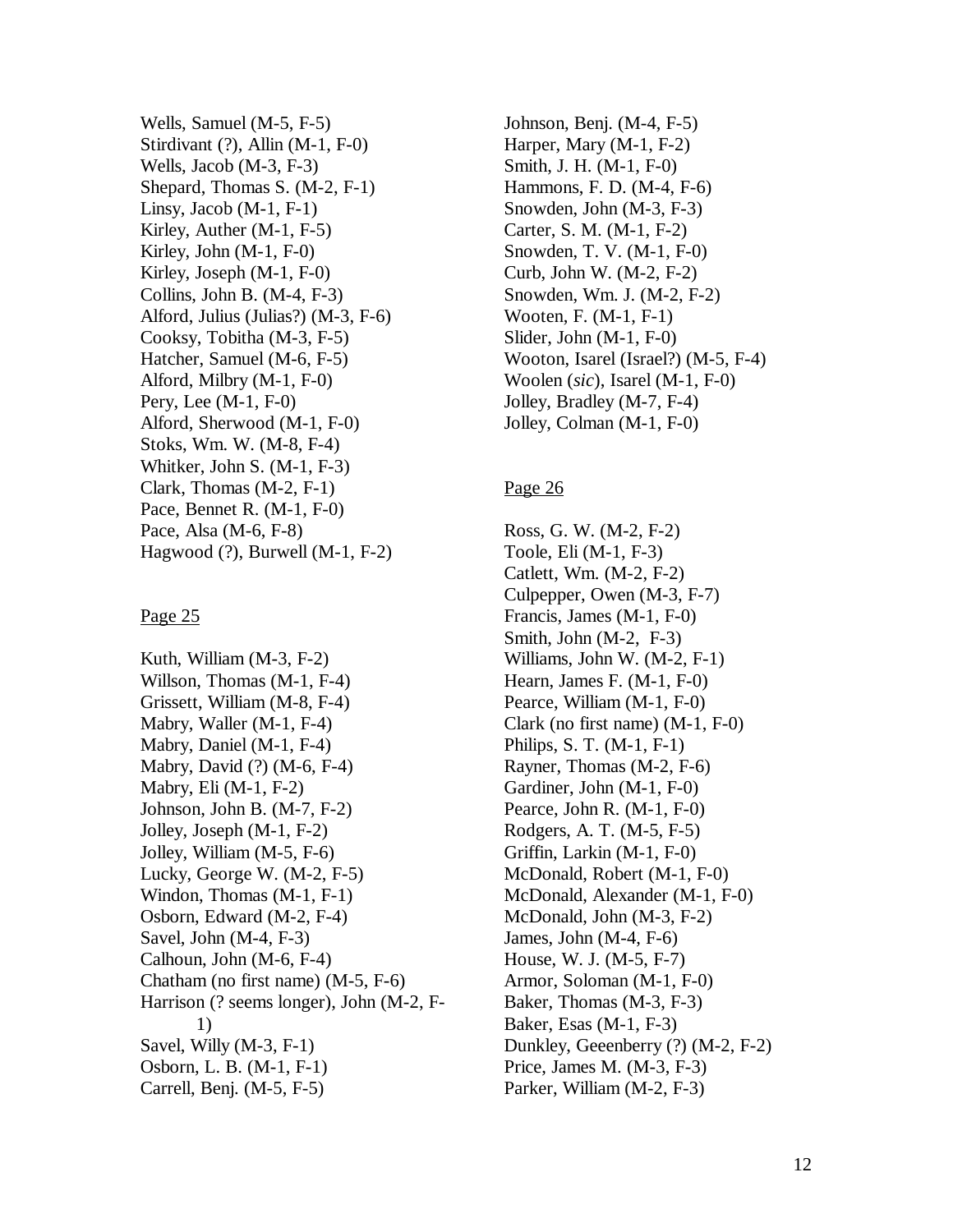Wells, Samuel (M-5, F-5)
Stirdivant (?), Allin (M-1, F-0)
Wells, Jacob (M-3, F-3)
Shepard, Thomas S. (M-2, F-1)
Linsy, Jacob (M-1, F-1)
Kirley, Auther (M-1, F-5)
Kirley, John (M-1, F-0)
Kirley, Joseph (M-1, F-0)
Collins, John B. (M-4, F-3)
Alford, Julius (Julias?) (M-3, F-6)
Cooksy, Tobitha (M-3, F-5)
Hatcher, Samuel (M-6, F-5)
Alford, Milbry (M-1, F-0)
Pery, Lee (M-1, F-0)
Alford, Sherwood (M-1, F-0)
Stoks, Wm. W. (M-8, F-4)
Whitker, John S. (M-1, F-3)
Clark, Thomas (M-2, F-1)
Pace, Bennet R. (M-1, F-0)
Pace, Alsa (M-6, F-8)
Hagwood (?), Burwell (M-1, F-2)

Page 25

Kuth, William (M-3, F-2)
Willson, Thomas (M-1, F-4)
Grissett, William (M-8, F-4)
Mabry, Waller (M-1, F-4)
Mabry, Daniel (M-1, F-4)
Mabry, David (?) (M-6, F-4)
Mabry, Eli (M-1, F-2)
Johnson, John B. (M-7, F-2)
Jolley, Joseph (M-1, F-2)
Jolley, William (M-5, F-6)
Lucky, George W. (M-2, F-5)
Windon, Thomas (M-1, F-1)
Osborn, Edward (M-2, F-4)
Savel, John (M-4, F-3)
Calhoun, John (M-6, F-4)
Chatham (no first name) (M-5, F-6)
Harrison (? seems longer), John (M-2, F-1)
Savel, Willy (M-3, F-1)
Osborn, L. B. (M-1, F-1)
Carrell, Benj. (M-5, F-5)
Johnson, Benj. (M-4, F-5)
Harper, Mary (M-1, F-2)
Smith, J. H. (M-1, F-0)
Hammons, F. D. (M-4, F-6)
Snowden, John (M-3, F-3)
Carter, S. M. (M-1, F-2)
Snowden, T. V. (M-1, F-0)
Curb, John W. (M-2, F-2)
Snowden, Wm. J. (M-2, F-2)
Wooten, F. (M-1, F-1)
Slider, John (M-1, F-0)
Wooton, Isarel (Israel?) (M-5, F-4)
Woolen (*sic*), Isarel (M-1, F-0)
Jolley, Bradley (M-7, F-4)
Jolley, Colman (M-1, F-0)

Page 26

Ross, G. W. (M-2, F-2)
Toole, Eli (M-1, F-3)
Catlett, Wm. (M-2, F-2)
Culpepper, Owen (M-3, F-7)
Francis, James (M-1, F-0)
Smith, John (M-2, F-3)
Williams, John W. (M-2, F-1)
Hearn, James F. (M-1, F-0)
Pearce, William (M-1, F-0)
Clark (no first name) (M-1, F-0)
Philips, S. T. (M-1, F-1)
Rayner, Thomas (M-2, F-6)
Gardiner, John (M-1, F-0)
Pearce, John R. (M-1, F-0)
Rodgers, A. T. (M-5, F-5)
Griffin, Larkin (M-1, F-0)
McDonald, Robert (M-1, F-0)
McDonald, Alexander (M-1, F-0)
McDonald, John (M-3, F-2)
James, John (M-4, F-6)
House, W. J. (M-5, F-7)
Armor, Soloman (M-1, F-0)
Baker, Thomas (M-3, F-3)
Baker, Esas (M-1, F-3)
Dunkley, Geeenberry (?) (M-2, F-2)
Price, James M. (M-3, F-3)
Parker, William (M-2, F-3)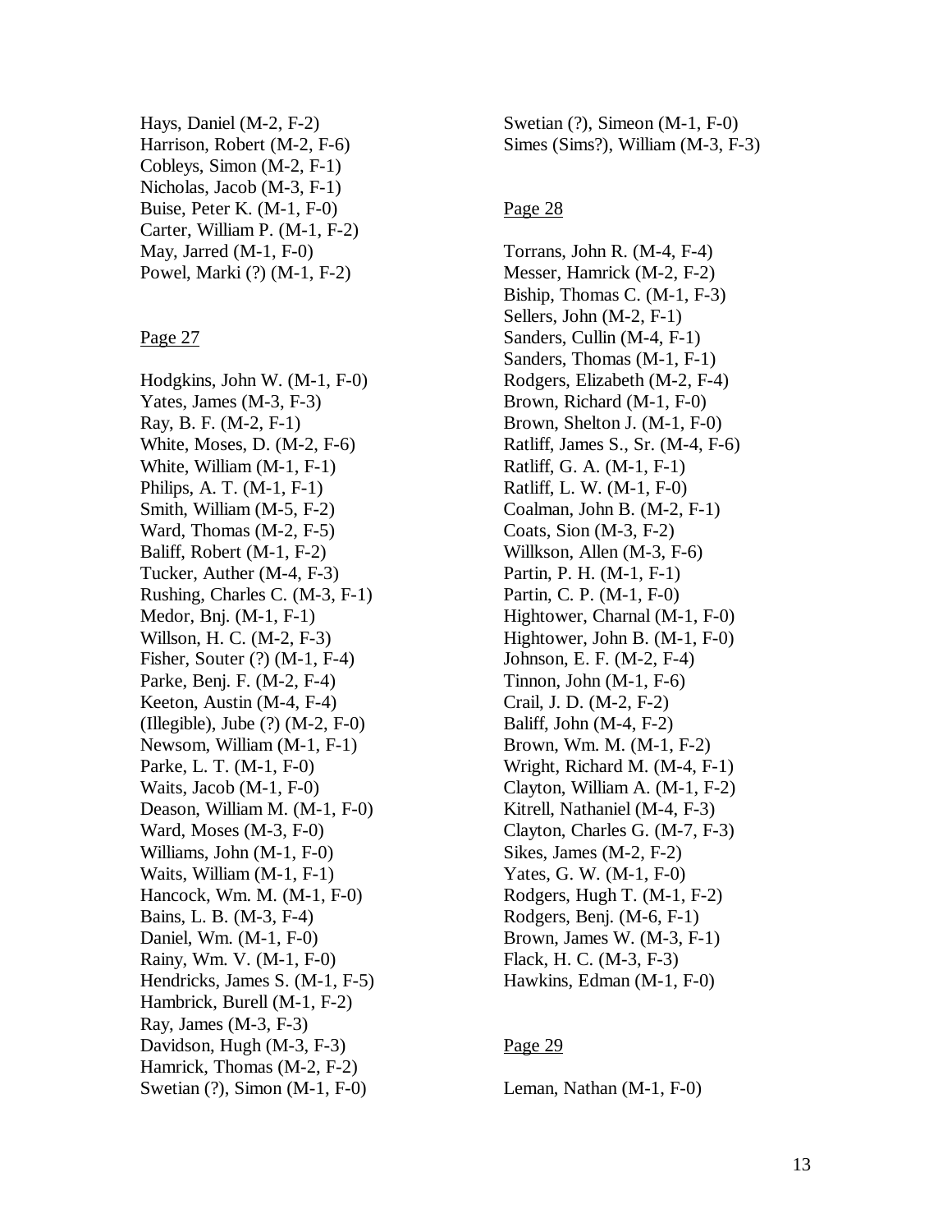Hays, Daniel (M-2, F-2)
Harrison, Robert (M-2, F-6)
Cobleys, Simon (M-2, F-1)
Nicholas, Jacob (M-3, F-1)
Buise, Peter K. (M-1, F-0)
Carter, William P. (M-1, F-2)
May, Jarred (M-1, F-0)
Powel, Marki (?) (M-1, F-2)

Page 27

Hodgkins, John W. (M-1, F-0)
Yates, James (M-3, F-3)
Ray, B. F. (M-2, F-1)
White, Moses, D. (M-2, F-6)
White, William (M-1, F-1)
Philips, A. T. (M-1, F-1)
Smith, William (M-5, F-2)
Ward, Thomas (M-2, F-5)
Baliff, Robert (M-1, F-2)
Tucker, Auther (M-4, F-3)
Rushing, Charles C. (M-3, F-1)
Medor, Bnj. (M-1, F-1)
Willson, H. C. (M-2, F-3)
Fisher, Souter (?) (M-1, F-4)
Parke, Benj. F. (M-2, F-4)
Keeton, Austin (M-4, F-4)
(Illegible), Jube (?) (M-2, F-0)
Newsom, William (M-1, F-1)
Parke, L. T. (M-1, F-0)
Waits, Jacob (M-1, F-0)
Deason, William M. (M-1, F-0)
Ward, Moses (M-3, F-0)
Williams, John (M-1, F-0)
Waits, William (M-1, F-1)
Hancock, Wm. M. (M-1, F-0)
Bains, L. B. (M-3, F-4)
Daniel, Wm. (M-1, F-0)
Rainy, Wm. V. (M-1, F-0)
Hendricks, James S. (M-1, F-5)
Hambrick, Burell (M-1, F-2)
Ray, James (M-3, F-3)
Davidson, Hugh (M-3, F-3)
Hamrick, Thomas (M-2, F-2)
Swetian (?), Simon (M-1, F-0)
Swetian (?), Simeon (M-1, F-0)
Simes (Sims?), William (M-3, F-3)

Page 28

Torrans, John R. (M-4, F-4)
Messer, Hamrick (M-2, F-2)
Biship, Thomas C. (M-1, F-3)
Sellers, John (M-2, F-1)
Sanders, Cullin (M-4, F-1)
Sanders, Thomas (M-1, F-1)
Rodgers, Elizabeth (M-2, F-4)
Brown, Richard (M-1, F-0)
Brown, Shelton J. (M-1, F-0)
Ratliff, James S., Sr. (M-4, F-6)
Ratliff, G. A. (M-1, F-1)
Ratliff, L. W. (M-1, F-0)
Coalman, John B. (M-2, F-1)
Coats, Sion (M-3, F-2)
Willkson, Allen (M-3, F-6)
Partin, P. H. (M-1, F-1)
Partin, C. P. (M-1, F-0)
Hightower, Charnal (M-1, F-0)
Hightower, John B. (M-1, F-0)
Johnson, E. F. (M-2, F-4)
Tinnon, John (M-1, F-6)
Crail, J. D. (M-2, F-2)
Baliff, John (M-4, F-2)
Brown, Wm. M. (M-1, F-2)
Wright, Richard M. (M-4, F-1)
Clayton, William A. (M-1, F-2)
Kitrell, Nathaniel (M-4, F-3)
Clayton, Charles G. (M-7, F-3)
Sikes, James (M-2, F-2)
Yates, G. W. (M-1, F-0)
Rodgers, Hugh T. (M-1, F-2)
Rodgers, Benj. (M-6, F-1)
Brown, James W. (M-3, F-1)
Flack, H. C. (M-3, F-3)
Hawkins, Edman (M-1, F-0)

Page 29

Leman, Nathan (M-1, F-0)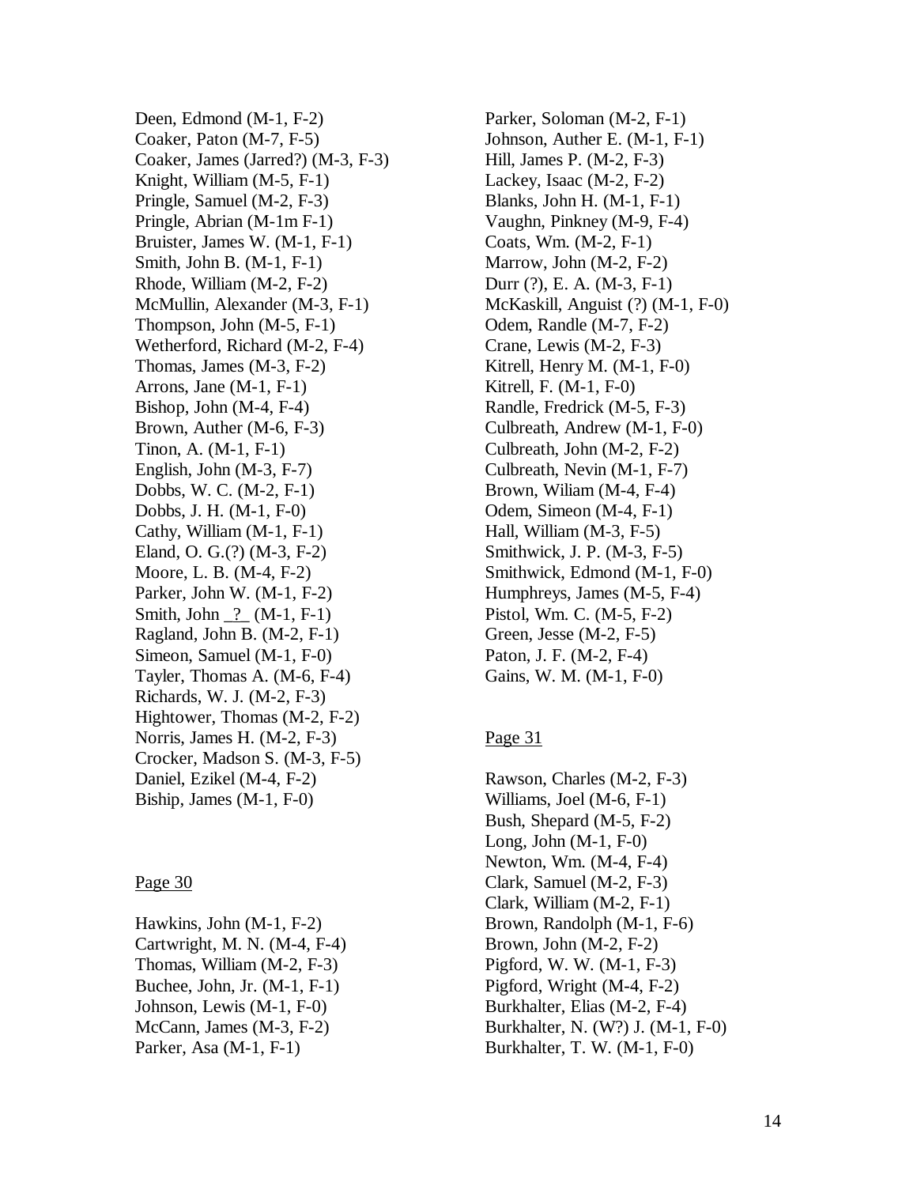Deen, Edmond (M-1, F-2)
Coaker, Paton (M-7, F-5)
Coaker, James (Jarred?) (M-3, F-3)
Knight, William (M-5, F-1)
Pringle, Samuel (M-2, F-3)
Pringle, Abrian (M-1m F-1)
Bruister, James W. (M-1, F-1)
Smith, John B. (M-1, F-1)
Rhode, William (M-2, F-2)
McMullin, Alexander (M-3, F-1)
Thompson, John (M-5, F-1)
Wetherford, Richard (M-2, F-4)
Thomas, James (M-3, F-2)
Arrons, Jane (M-1, F-1)
Bishop, John (M-4, F-4)
Brown, Auther (M-6, F-3)
Tinon, A. (M-1, F-1)
English, John (M-3, F-7)
Dobbs, W. C. (M-2, F-1)
Dobbs, J. H. (M-1, F-0)
Cathy, William (M-1, F-1)
Eland, O. G.(?) (M-3, F-2)
Moore, L. B. (M-4, F-2)
Parker, John W. (M-1, F-2)
Smith, John _?_ (M-1, F-1)
Ragland, John B. (M-2, F-1)
Simeon, Samuel (M-1, F-0)
Tayler, Thomas A. (M-6, F-4)
Richards, W. J. (M-2, F-3)
Hightower, Thomas (M-2, F-2)
Norris, James H. (M-2, F-3)
Crocker, Madson S. (M-3, F-5)
Daniel, Ezikel (M-4, F-2)
Biship, James (M-1, F-0)

Page 30

Hawkins, John (M-1, F-2)
Cartwright, M. N. (M-4, F-4)
Thomas, William (M-2, F-3)
Buchee, John, Jr. (M-1, F-1)
Johnson, Lewis (M-1, F-0)
McCann, James (M-3, F-2)
Parker, Asa (M-1, F-1)
Parker, Soloman (M-2, F-1)
Johnson, Auther E. (M-1, F-1)
Hill, James P. (M-2, F-3)
Lackey, Isaac (M-2, F-2)
Blanks, John H. (M-1, F-1)
Vaughn, Pinkney (M-9, F-4)
Coats, Wm. (M-2, F-1)
Marrow, John (M-2, F-2)
Durr (?), E. A. (M-3, F-1)
McKaskill, Anguist (?) (M-1, F-0)
Odem, Randle (M-7, F-2)
Crane, Lewis (M-2, F-3)
Kitrell, Henry M. (M-1, F-0)
Kitrell, F. (M-1, F-0)
Randle, Fredrick (M-5, F-3)
Culbreath, Andrew (M-1, F-0)
Culbreath, John (M-2, F-2)
Culbreath, Nevin (M-1, F-7)
Brown, Wiliam (M-4, F-4)
Odem, Simeon (M-4, F-1)
Hall, William (M-3, F-5)
Smithwick, J. P. (M-3, F-5)
Smithwick, Edmond (M-1, F-0)
Humphreys, James (M-5, F-4)
Pistol, Wm. C. (M-5, F-2)
Green, Jesse (M-2, F-5)
Paton, J. F. (M-2, F-4)
Gains, W. M. (M-1, F-0)

Page 31

Rawson, Charles (M-2, F-3)
Williams, Joel (M-6, F-1)
Bush, Shepard (M-5, F-2)
Long, John (M-1, F-0)
Newton, Wm. (M-4, F-4)
Clark, Samuel (M-2, F-3)
Clark, William (M-2, F-1)
Brown, Randolph (M-1, F-6)
Brown, John (M-2, F-2)
Pigford, W. W. (M-1, F-3)
Pigford, Wright (M-4, F-2)
Burkhalter, Elias (M-2, F-4)
Burkhalter, N. (W?) J. (M-1, F-0)
Burkhalter, T. W. (M-1, F-0)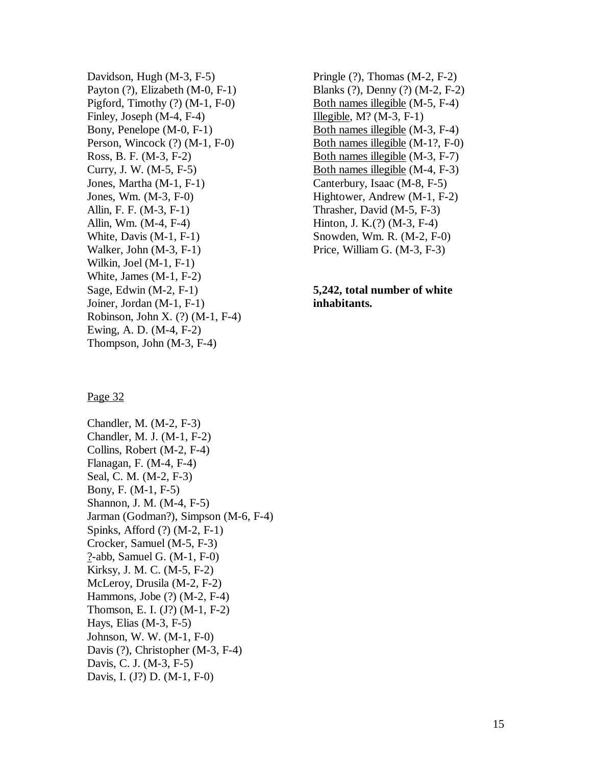Davidson, Hugh (M-3, F-5)
Payton (?), Elizabeth (M-0, F-1)
Pigford, Timothy (?) (M-1, F-0)
Finley, Joseph (M-4, F-4)
Bony, Penelope (M-0, F-1)
Person, Wincock (?) (M-1, F-0)
Ross, B. F. (M-3, F-2)
Curry, J. W. (M-5, F-5)
Jones, Martha (M-1, F-1)
Jones, Wm. (M-3, F-0)
Allin, F. F. (M-3, F-1)
Allin, Wm. (M-4, F-4)
White, Davis (M-1, F-1)
Walker, John (M-3, F-1)
Wilkin, Joel (M-1, F-1)
White, James (M-1, F-2)
Sage, Edwin (M-2, F-1)
Joiner, Jordan (M-1, F-1)
Robinson, John X. (?) (M-1, F-4)
Ewing, A. D. (M-4, F-2)
Thompson, John (M-3, F-4)

Page 32

Chandler, M. (M-2, F-3)
Chandler, M. J. (M-1, F-2)
Collins, Robert (M-2, F-4)
Flanagan, F. (M-4, F-4)
Seal, C. M. (M-2, F-3)
Bony, F. (M-1, F-5)
Shannon, J. M. (M-4, F-5)
Jarman (Godman?), Simpson (M-6, F-4)
Spinks, Afford (?) (M-2, F-1)
Crocker, Samuel (M-5, F-3)
?-abb, Samuel G. (M-1, F-0)
Kirksy, J. M. C. (M-5, F-2)
McLeroy, Drusila (M-2, F-2)
Hammons, Jobe (?) (M-2, F-4)
Thomson, E. I. (J?) (M-1, F-2)
Hays, Elias (M-3, F-5)
Johnson, W. W. (M-1, F-0)
Davis (?), Christopher (M-3, F-4)
Davis, C. J. (M-3, F-5)
Davis, I. (J?) D. (M-1, F-0)
Pringle (?), Thomas (M-2, F-2)
Blanks (?), Denny (?) (M-2, F-2)
Both names illegible (M-5, F-4)
Illegible, M? (M-3, F-1)
Both names illegible (M-3, F-4)
Both names illegible (M-1?, F-0)
Both names illegible (M-3, F-7)
Both names illegible (M-4, F-3)
Canterbury, Isaac (M-8, F-5)
Hightower, Andrew (M-1, F-2)
Thrasher, David (M-5, F-3)
Hinton, J. K.(?) (M-3, F-4)
Snowden, Wm. R. (M-2, F-0)
Price, William G. (M-3, F-3)

**5,242, total number of white inhabitants.**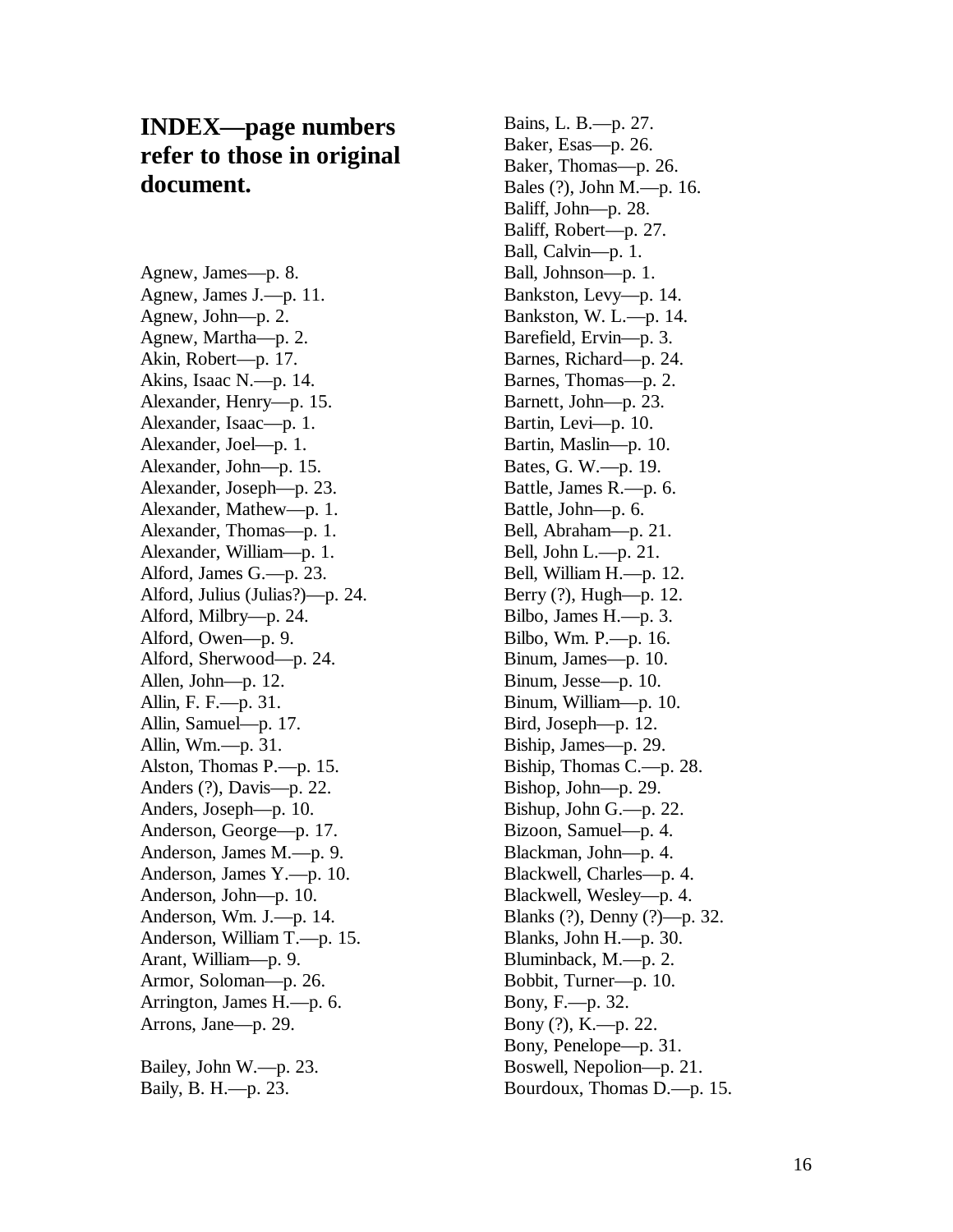## INDEX—page numbers refer to those in original document.

Agnew, James—p. 8.
Agnew, James J.—p. 11.
Agnew, John—p. 2.
Agnew, Martha—p. 2.
Akin, Robert—p. 17.
Akins, Isaac N.—p. 14.
Alexander, Henry—p. 15.
Alexander, Isaac—p. 1.
Alexander, Joel—p. 1.
Alexander, John—p. 15.
Alexander, Joseph—p. 23.
Alexander, Mathew—p. 1.
Alexander, Thomas—p. 1.
Alexander, William—p. 1.
Alford, James G.—p. 23.
Alford, Julius (Julias?)—p. 24.
Alford, Milbry—p. 24.
Alford, Owen—p. 9.
Alford, Sherwood—p. 24.
Allen, John—p. 12.
Allin, F. F.—p. 31.
Allin, Samuel—p. 17.
Allin, Wm.—p. 31.
Alston, Thomas P.—p. 15.
Anders (?), Davis—p. 22.
Anders, Joseph—p. 10.
Anderson, George—p. 17.
Anderson, James M.—p. 9.
Anderson, James Y.—p. 10.
Anderson, John—p. 10.
Anderson, Wm. J.—p. 14.
Anderson, William T.—p. 15.
Arant, William—p. 9.
Armor, Soloman—p. 26.
Arrington, James H.—p. 6.
Arrons, Jane—p. 29.

Bailey, John W.—p. 23.
Baily, B. H.—p. 23.
Bains, L. B.—p. 27.
Baker, Esas—p. 26.
Baker, Thomas—p. 26.
Bales (?), John M.—p. 16.
Baliff, John—p. 28.
Baliff, Robert—p. 27.
Ball, Calvin—p. 1.
Ball, Johnson—p. 1.
Bankston, Levy—p. 14.
Bankston, W. L.—p. 14.
Barefield, Ervin—p. 3.
Barnes, Richard—p. 24.
Barnes, Thomas—p. 2.
Barnett, John—p. 23.
Bartin, Levi—p. 10.
Bartin, Maslin—p. 10.
Bates, G. W.—p. 19.
Battle, James R.—p. 6.
Battle, John—p. 6.
Bell, Abraham—p. 21.
Bell, John L.—p. 21.
Bell, William H.—p. 12.
Berry (?), Hugh—p. 12.
Bilbo, James H.—p. 3.
Bilbo, Wm. P.—p. 16.
Binum, James—p. 10.
Binum, Jesse—p. 10.
Binum, William—p. 10.
Bird, Joseph—p. 12.
Biship, James—p. 29.
Biship, Thomas C.—p. 28.
Bishop, John—p. 29.
Bishup, John G.—p. 22.
Bizoon, Samuel—p. 4.
Blackman, John—p. 4.
Blackwell, Charles—p. 4.
Blackwell, Wesley—p. 4.
Blanks (?), Denny (?)—p. 32.
Blanks, John H.—p. 30.
Bluminback, M.—p. 2.
Bobbit, Turner—p. 10.
Bony, F.—p. 32.
Bony (?), K.—p. 22.
Bony, Penelope—p. 31.
Boswell, Nepolion—p. 21.
Bourdoux, Thomas D.—p. 15.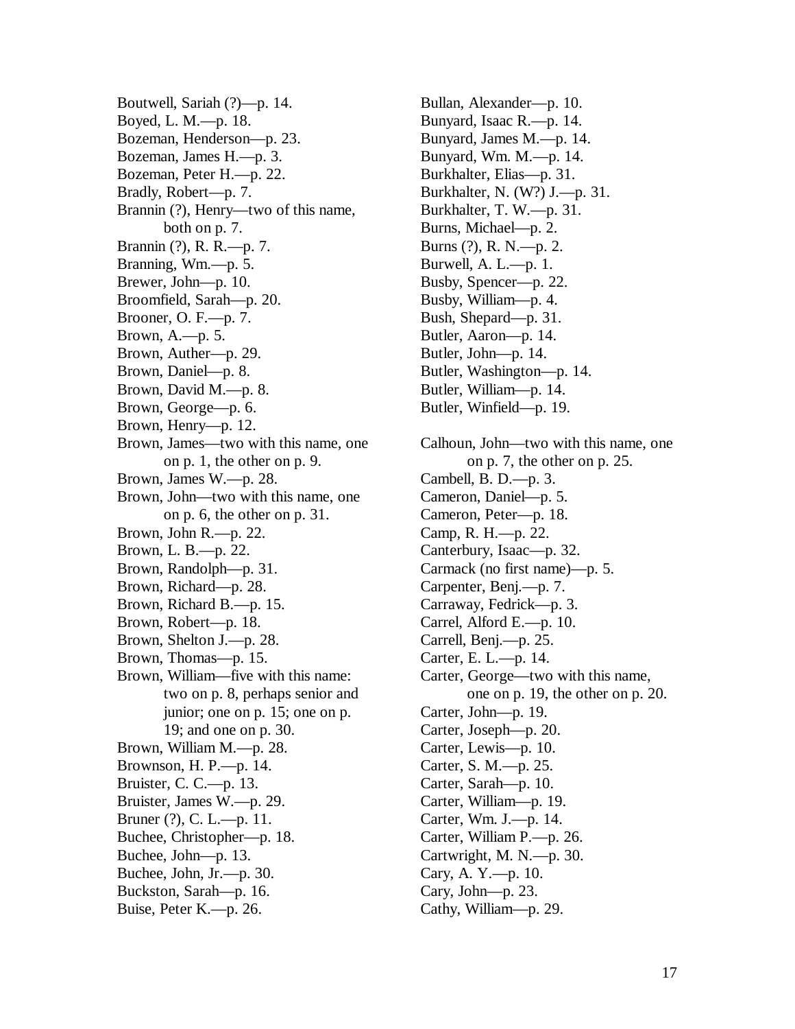Boutwell, Sariah (?)—p. 14.
Boyed, L. M.—p. 18.
Bozeman, Henderson—p. 23.
Bozeman, James H.—p. 3.
Bozeman, Peter H.—p. 22.
Bradly, Robert—p. 7.
Brannin (?), Henry—two of this name, both on p. 7.
Brannin (?), R. R.—p. 7.
Branning, Wm.—p. 5.
Brewer, John—p. 10.
Broomfield, Sarah—p. 20.
Brooner, O. F.—p. 7.
Brown, A.—p. 5.
Brown, Auther—p. 29.
Brown, Daniel—p. 8.
Brown, David M.—p. 8.
Brown, George—p. 6.
Brown, Henry—p. 12.
Brown, James—two with this name, one on p. 1, the other on p. 9.
Brown, James W.—p. 28.
Brown, John—two with this name, one on p. 6, the other on p. 31.
Brown, John R.—p. 22.
Brown, L. B.—p. 22.
Brown, Randolph—p. 31.
Brown, Richard—p. 28.
Brown, Richard B.—p. 15.
Brown, Robert—p. 18.
Brown, Shelton J.—p. 28.
Brown, Thomas—p. 15.
Brown, William—five with this name: two on p. 8, perhaps senior and junior; one on p. 15; one on p. 19; and one on p. 30.
Brown, William M.—p. 28.
Brownson, H. P.—p. 14.
Bruister, C. C.—p. 13.
Bruister, James W.—p. 29.
Bruner (?), C. L.—p. 11.
Buchee, Christopher—p. 18.
Buchee, John—p. 13.
Buchee, John, Jr.—p. 30.
Buckston, Sarah—p. 16.
Buise, Peter K.—p. 26.
Bullan, Alexander—p. 10.
Bunyard, Isaac R.—p. 14.
Bunyard, James M.—p. 14.
Bunyard, Wm. M.—p. 14.
Burkhalter, Elias—p. 31.
Burkhalter, N. (W?) J.—p. 31.
Burkhalter, T. W.—p. 31.
Burns, Michael—p. 2.
Burns (?), R. N.—p. 2.
Burwell, A. L.—p. 1.
Busby, Spencer—p. 22.
Busby, William—p. 4.
Bush, Shepard—p. 31.
Butler, Aaron—p. 14.
Butler, John—p. 14.
Butler, Washington—p. 14.
Butler, William—p. 14.
Butler, Winfield—p. 19.

Calhoun, John—two with this name, one on p. 7, the other on p. 25.
Cambell, B. D.—p. 3.
Cameron, Daniel—p. 5.
Cameron, Peter—p. 18.
Camp, R. H.—p. 22.
Canterbury, Isaac—p. 32.
Carmack (no first name)—p. 5.
Carpenter, Benj.—p. 7.
Carraway, Fedrick—p. 3.
Carrel, Alford E.—p. 10.
Carrell, Benj.—p. 25.
Carter, E. L.—p. 14.
Carter, George—two with this name, one on p. 19, the other on p. 20.
Carter, John—p. 19.
Carter, Joseph—p. 20.
Carter, Lewis—p. 10.
Carter, S. M.—p. 25.
Carter, Sarah—p. 10.
Carter, William—p. 19.
Carter, Wm. J.—p. 14.
Carter, William P.—p. 26.
Cartwright, M. N.—p. 30.
Cary, A. Y.—p. 10.
Cary, John—p. 23.
Cathy, William—p. 29.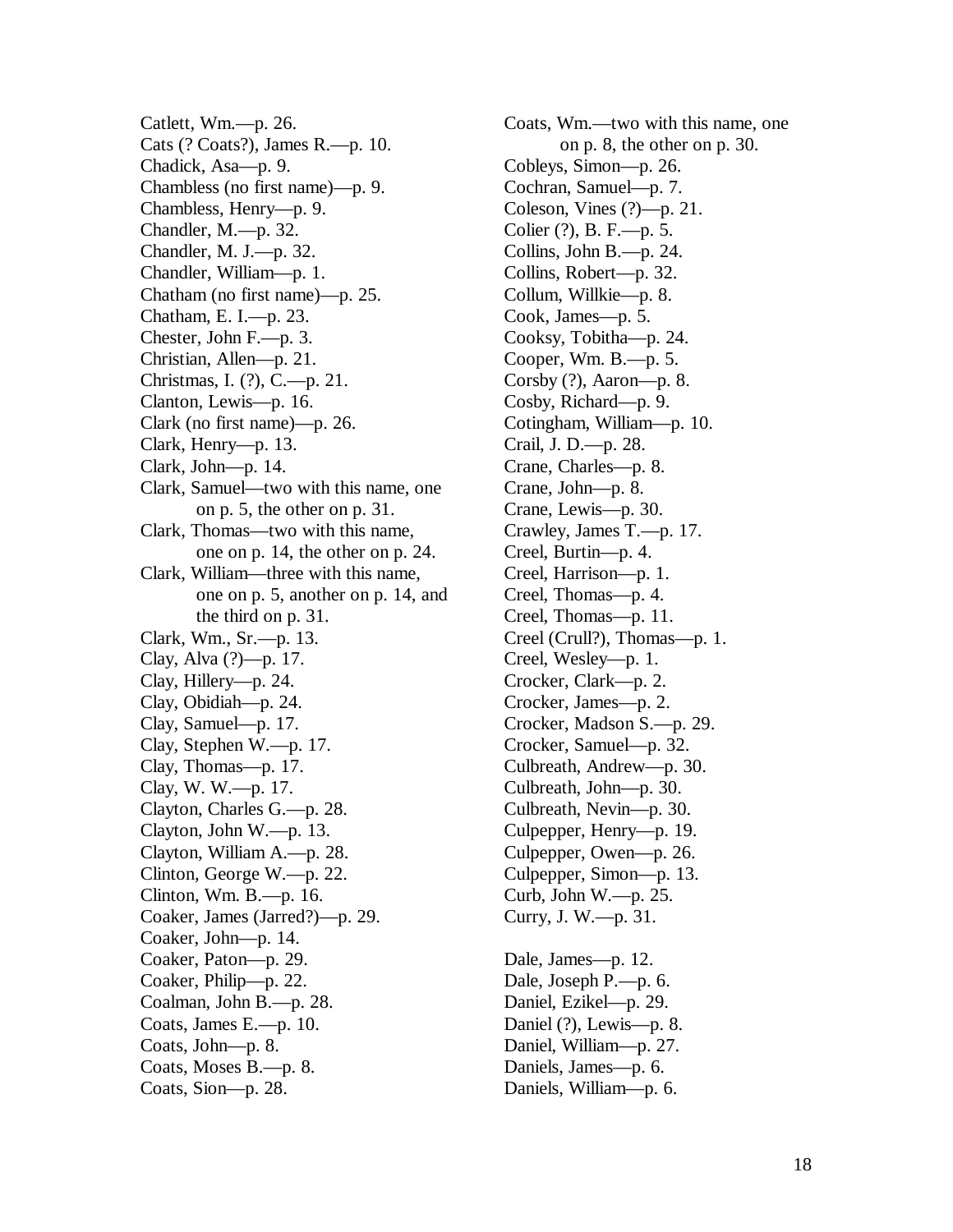Catlett, Wm.—p. 26.
Cats (? Coats?), James R.—p. 10.
Chadick, Asa—p. 9.
Chambless (no first name)—p. 9.
Chambless, Henry—p. 9.
Chandler, M.—p. 32.
Chandler, M. J.—p. 32.
Chandler, William—p. 1.
Chatham (no first name)—p. 25.
Chatham, E. I.—p. 23.
Chester, John F.—p. 3.
Christian, Allen—p. 21.
Christmas, I. (?), C.—p. 21.
Clanton, Lewis—p. 16.
Clark (no first name)—p. 26.
Clark, Henry—p. 13.
Clark, John—p. 14.
Clark, Samuel—two with this name, one on p. 5, the other on p. 31.
Clark, Thomas—two with this name, one on p. 14, the other on p. 24.
Clark, William—three with this name, one on p. 5, another on p. 14, and the third on p. 31.
Clark, Wm., Sr.—p. 13.
Clay, Alva (?)—p. 17.
Clay, Hillery—p. 24.
Clay, Obidiah—p. 24.
Clay, Samuel—p. 17.
Clay, Stephen W.—p. 17.
Clay, Thomas—p. 17.
Clay, W. W.—p. 17.
Clayton, Charles G.—p. 28.
Clayton, John W.—p. 13.
Clayton, William A.—p. 28.
Clinton, George W.—p. 22.
Clinton, Wm. B.—p. 16.
Coaker, James (Jarred?)—p. 29.
Coaker, John—p. 14.
Coaker, Paton—p. 29.
Coaker, Philip—p. 22.
Coalman, John B.—p. 28.
Coats, James E.—p. 10.
Coats, John—p. 8.
Coats, Moses B.—p. 8.
Coats, Sion—p. 28.
Coats, Wm.—two with this name, one on p. 8, the other on p. 30.
Cobleys, Simon—p. 26.
Cochran, Samuel—p. 7.
Coleson, Vines (?)—p. 21.
Colier (?), B. F.—p. 5.
Collins, John B.—p. 24.
Collins, Robert—p. 32.
Collum, Willkie—p. 8.
Cook, James—p. 5.
Cooksy, Tobitha—p. 24.
Cooper, Wm. B.—p. 5.
Corsby (?), Aaron—p. 8.
Cosby, Richard—p. 9.
Cotingham, William—p. 10.
Crail, J. D.—p. 28.
Crane, Charles—p. 8.
Crane, John—p. 8.
Crane, Lewis—p. 30.
Crawley, James T.—p. 17.
Creel, Burtin—p. 4.
Creel, Harrison—p. 1.
Creel, Thomas—p. 4.
Creel, Thomas—p. 11.
Creel (Crull?), Thomas—p. 1.
Creel, Wesley—p. 1.
Crocker, Clark—p. 2.
Crocker, James—p. 2.
Crocker, Madson S.—p. 29.
Crocker, Samuel—p. 32.
Culbreath, Andrew—p. 30.
Culbreath, John—p. 30.
Culbreath, Nevin—p. 30.
Culpepper, Henry—p. 19.
Culpepper, Owen—p. 26.
Culpepper, Simon—p. 13.
Curb, John W.—p. 25.
Curry, J. W.—p. 31.

Dale, James—p. 12.
Dale, Joseph P.—p. 6.
Daniel, Ezikel—p. 29.
Daniel (?), Lewis—p. 8.
Daniel, William—p. 27.
Daniels, James—p. 6.
Daniels, William—p. 6.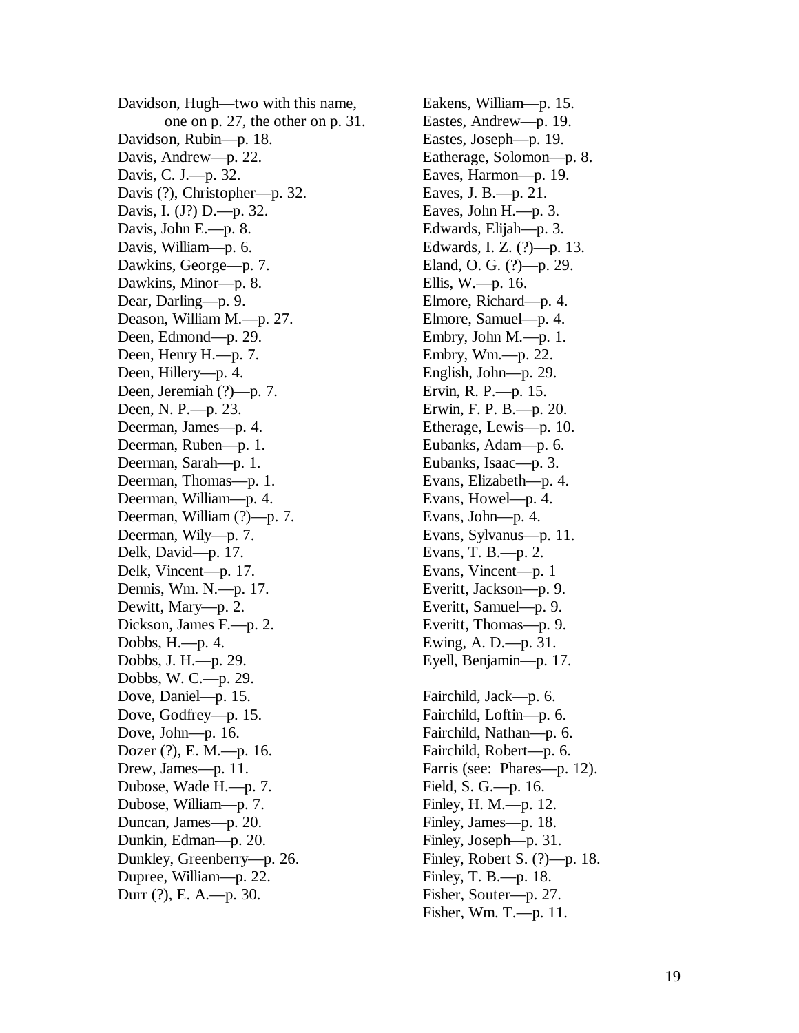Davidson, Hugh—two with this name,
  one on p. 27, the other on p. 31.
Davidson, Rubin—p. 18.
Davis, Andrew—p. 22.
Davis, C. J.—p. 32.
Davis (?), Christopher—p. 32.
Davis, I. (J?) D.—p. 32.
Davis, John E.—p. 8.
Davis, William—p. 6.
Dawkins, George—p. 7.
Dawkins, Minor—p. 8.
Dear, Darling—p. 9.
Deason, William M.—p. 27.
Deen, Edmond—p. 29.
Deen, Henry H.—p. 7.
Deen, Hillery—p. 4.
Deen, Jeremiah (?)—p. 7.
Deen, N. P.—p. 23.
Deerman, James—p. 4.
Deerman, Ruben—p. 1.
Deerman, Sarah—p. 1.
Deerman, Thomas—p. 1.
Deerman, William—p. 4.
Deerman, William (?)—p. 7.
Deerman, Wily—p. 7.
Delk, David—p. 17.
Delk, Vincent—p. 17.
Dennis, Wm. N.—p. 17.
Dewitt, Mary—p. 2.
Dickson, James F.—p. 2.
Dobbs, H.—p. 4.
Dobbs, J. H.—p. 29.
Dobbs, W. C.—p. 29.
Dove, Daniel—p. 15.
Dove, Godfrey—p. 15.
Dove, John—p. 16.
Dozer (?), E. M.—p. 16.
Drew, James—p. 11.
Dubose, Wade H.—p. 7.
Dubose, William—p. 7.
Duncan, James—p. 20.
Dunkin, Edman—p. 20.
Dunkley, Greenberry—p. 26.
Dupree, William—p. 22.
Durr (?), E. A.—p. 30.

Eakens, William—p. 15.
Eastes, Andrew—p. 19.
Eastes, Joseph—p. 19.
Eatherage, Solomon—p. 8.
Eaves, Harmon—p. 19.
Eaves, J. B.—p. 21.
Eaves, John H.—p. 3.
Edwards, Elijah—p. 3.
Edwards, I. Z. (?)—p. 13.
Eland, O. G. (?)—p. 29.
Ellis, W.—p. 16.
Elmore, Richard—p. 4.
Elmore, Samuel—p. 4.
Embry, John M.—p. 1.
Embry, Wm.—p. 22.
English, John—p. 29.
Ervin, R. P.—p. 15.
Erwin, F. P. B.—p. 20.
Etherage, Lewis—p. 10.
Eubanks, Adam—p. 6.
Eubanks, Isaac—p. 3.
Evans, Elizabeth—p. 4.
Evans, Howel—p. 4.
Evans, John—p. 4.
Evans, Sylvanus—p. 11.
Evans, T. B.—p. 2.
Evans, Vincent—p. 1
Everitt, Jackson—p. 9.
Everitt, Samuel—p. 9.
Everitt, Thomas—p. 9.
Ewing, A. D.—p. 31.
Eyell, Benjamin—p. 17.

Fairchild, Jack—p. 6.
Fairchild, Loftin—p. 6.
Fairchild, Nathan—p. 6.
Fairchild, Robert—p. 6.
Farris (see: Phares—p. 12).
Field, S. G.—p. 16.
Finley, H. M.—p. 12.
Finley, James—p. 18.
Finley, Joseph—p. 31.
Finley, Robert S. (?)—p. 18.
Finley, T. B.—p. 18.
Fisher, Souter—p. 27.
Fisher, Wm. T.—p. 11.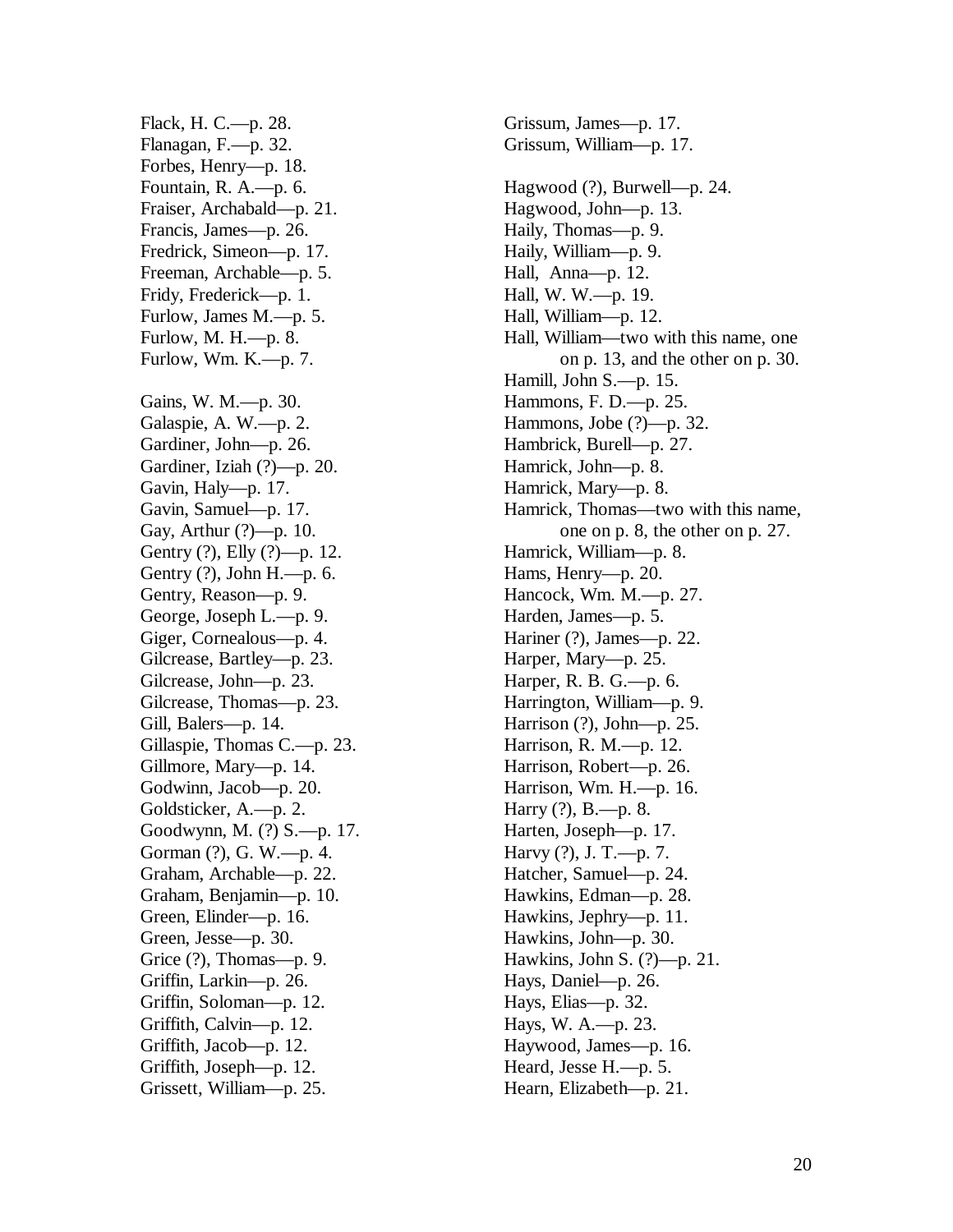Flack, H. C.—p. 28.
Flanagan, F.—p. 32.
Forbes, Henry—p. 18.
Fountain, R. A.—p. 6.
Fraiser, Archabald—p. 21.
Francis, James—p. 26.
Fredrick, Simeon—p. 17.
Freeman, Archable—p. 5.
Fridy, Frederick—p. 1.
Furlow, James M.—p. 5.
Furlow, M. H.—p. 8.
Furlow, Wm. K.—p. 7.

Gains, W. M.—p. 30.
Galaspie, A. W.—p. 2.
Gardiner, John—p. 26.
Gardiner, Iziah (?)—p. 20.
Gavin, Haly—p. 17.
Gavin, Samuel—p. 17.
Gay, Arthur (?)—p. 10.
Gentry (?), Elly (?)—p. 12.
Gentry (?), John H.—p. 6.
Gentry, Reason—p. 9.
George, Joseph L.—p. 9.
Giger, Cornealous—p. 4.
Gilcrease, Bartley—p. 23.
Gilcrease, John—p. 23.
Gilcrease, Thomas—p. 23.
Gill, Balers—p. 14.
Gillaspie, Thomas C.—p. 23.
Gillmore, Mary—p. 14.
Godwinn, Jacob—p. 20.
Goldsticker, A.—p. 2.
Goodwynn, M. (?) S.—p. 17.
Gorman (?), G. W.—p. 4.
Graham, Archable—p. 22.
Graham, Benjamin—p. 10.
Green, Elinder—p. 16.
Green, Jesse—p. 30.
Grice (?), Thomas—p. 9.
Griffin, Larkin—p. 26.
Griffin, Soloman—p. 12.
Griffith, Calvin—p. 12.
Griffith, Jacob—p. 12.
Griffith, Joseph—p. 12.
Grissett, William—p. 25.
Grissum, James—p. 17.
Grissum, William—p. 17.

Hagwood (?), Burwell—p. 24.
Hagwood, John—p. 13.
Haily, Thomas—p. 9.
Haily, William—p. 9.
Hall, Anna—p. 12.
Hall, W. W.—p. 19.
Hall, William—p. 12.
Hall, William—two with this name, one on p. 13, and the other on p. 30.
Hamill, John S.—p. 15.
Hammons, F. D.—p. 25.
Hammons, Jobe (?)—p. 32.
Hambrick, Burell—p. 27.
Hamrick, John—p. 8.
Hamrick, Mary—p. 8.
Hamrick, Thomas—two with this name, one on p. 8, the other on p. 27.
Hamrick, William—p. 8.
Hams, Henry—p. 20.
Hancock, Wm. M.—p. 27.
Harden, James—p. 5.
Hariner (?), James—p. 22.
Harper, Mary—p. 25.
Harper, R. B. G.—p. 6.
Harrington, William—p. 9.
Harrison (?), John—p. 25.
Harrison, R. M.—p. 12.
Harrison, Robert—p. 26.
Harrison, Wm. H.—p. 16.
Harry (?), B.—p. 8.
Harten, Joseph—p. 17.
Harvy (?), J. T.—p. 7.
Hatcher, Samuel—p. 24.
Hawkins, Edman—p. 28.
Hawkins, Jephry—p. 11.
Hawkins, John—p. 30.
Hawkins, John S. (?)—p. 21.
Hays, Daniel—p. 26.
Hays, Elias—p. 32.
Hays, W. A.—p. 23.
Haywood, James—p. 16.
Heard, Jesse H.—p. 5.
Hearn, Elizabeth—p. 21.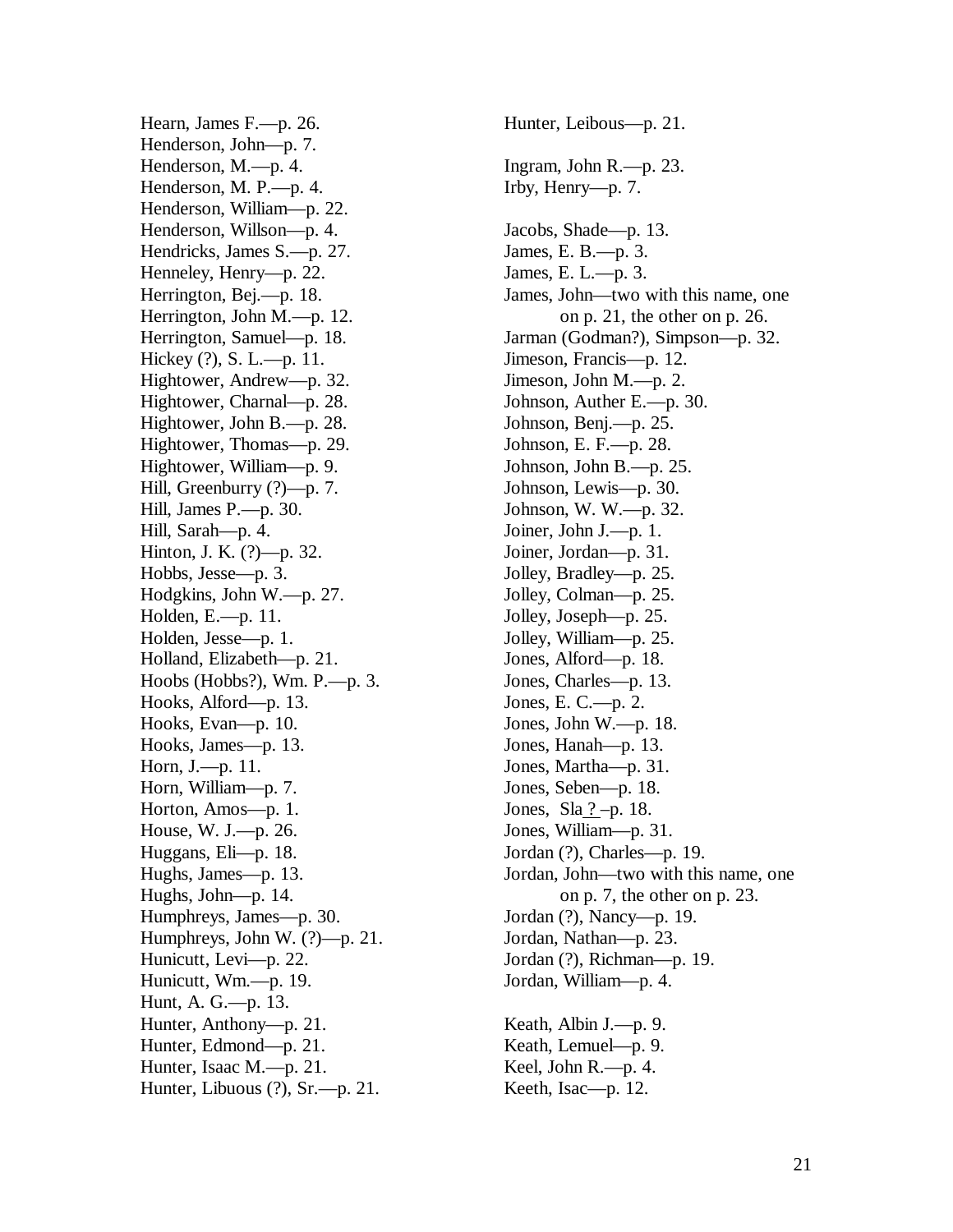Hearn, James F.—p. 26.
Henderson, John—p. 7.
Henderson, M.—p. 4.
Henderson, M. P.—p. 4.
Henderson, William—p. 22.
Henderson, Willson—p. 4.
Hendricks, James S.—p. 27.
Henneley, Henry—p. 22.
Herrington, Bej.—p. 18.
Herrington, John M.—p. 12.
Herrington, Samuel—p. 18.
Hickey (?), S. L.—p. 11.
Hightower, Andrew—p. 32.
Hightower, Charnal—p. 28.
Hightower, John B.—p. 28.
Hightower, Thomas—p. 29.
Hightower, William—p. 9.
Hill, Greenburry (?)—p. 7.
Hill, James P.—p. 30.
Hill, Sarah—p. 4.
Hinton, J. K. (?)—p. 32.
Hobbs, Jesse—p. 3.
Hodgkins, John W.—p. 27.
Holden, E.—p. 11.
Holden, Jesse—p. 1.
Holland, Elizabeth—p. 21.
Hoobs (Hobbs?), Wm. P.—p. 3.
Hooks, Alford—p. 13.
Hooks, Evan—p. 10.
Hooks, James—p. 13.
Horn, J.—p. 11.
Horn, William—p. 7.
Horton, Amos—p. 1.
House, W. J.—p. 26.
Huggans, Eli—p. 18.
Hughs, James—p. 13.
Hughs, John—p. 14.
Humphreys, James—p. 30.
Humphreys, John W. (?)—p. 21.
Hunicutt, Levi—p. 22.
Hunicutt, Wm.—p. 19.
Hunt, A. G.—p. 13.
Hunter, Anthony—p. 21.
Hunter, Edmond—p. 21.
Hunter, Isaac M.—p. 21.
Hunter, Libuous (?), Sr.—p. 21.
Hunter, Leibous—p. 21.

Ingram, John R.—p. 23.
Irby, Henry—p. 7.

Jacobs, Shade—p. 13.
James, E. B.—p. 3.
James, E. L.—p. 3.
James, John—two with this name, one on p. 21, the other on p. 26.
Jarman (Godman?), Simpson—p. 32.
Jimeson, Francis—p. 12.
Jimeson, John M.—p. 2.
Johnson, Auther E.—p. 30.
Johnson, Benj.—p. 25.
Johnson, E. F.—p. 28.
Johnson, John B.—p. 25.
Johnson, Lewis—p. 30.
Johnson, W. W.—p. 32.
Joiner, John J.—p. 1.
Joiner, Jordan—p. 31.
Jolley, Bradley—p. 25.
Jolley, Colman—p. 25.
Jolley, Joseph—p. 25.
Jolley, William—p. 25.
Jones, Alford—p. 18.
Jones, Charles—p. 13.
Jones, E. C.—p. 2.
Jones, John W.—p. 18.
Jones, Hanah—p. 13.
Jones, Martha—p. 31.
Jones, Seben—p. 18.
Jones, Sla ? –p. 18.
Jones, William—p. 31.
Jordan (?), Charles—p. 19.
Jordan, John—two with this name, one on p. 7, the other on p. 23.
Jordan (?), Nancy—p. 19.
Jordan, Nathan—p. 23.
Jordan (?), Richman—p. 19.
Jordan, William—p. 4.

Keath, Albin J.—p. 9.
Keath, Lemuel—p. 9.
Keel, John R.—p. 4.
Keeth, Isac—p. 12.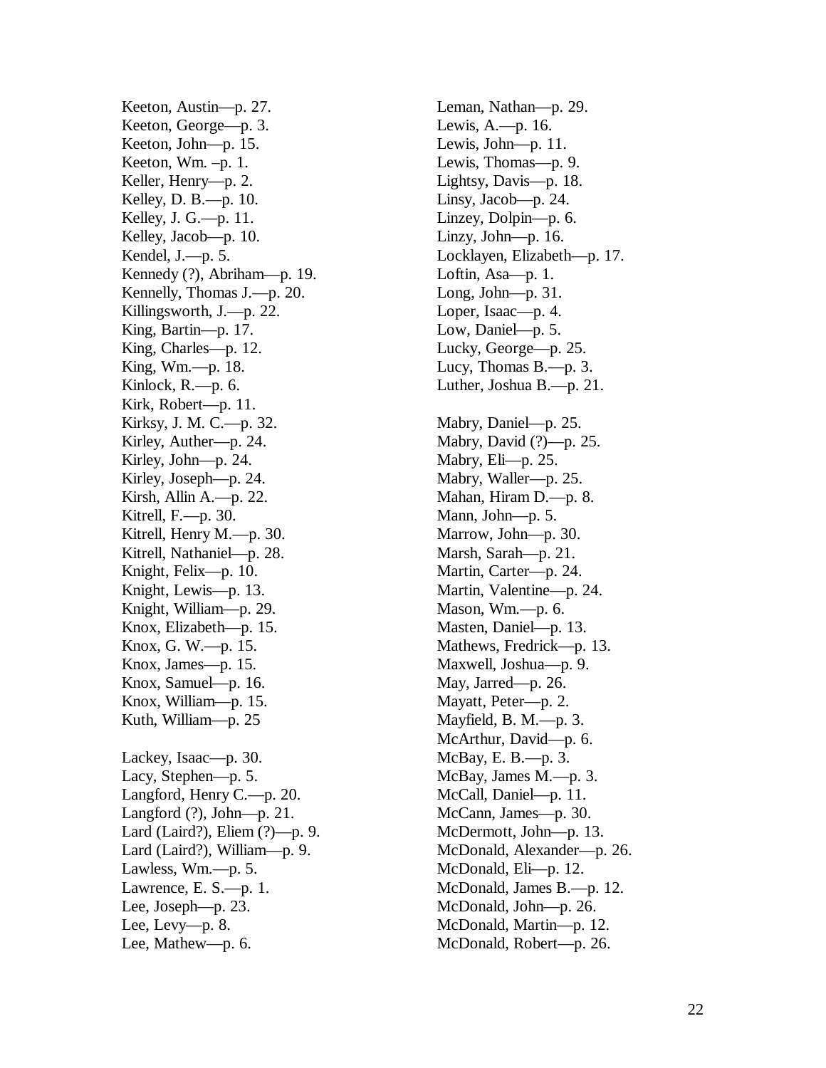Keeton, Austin—p. 27.
Keeton, George—p. 3.
Keeton, John—p. 15.
Keeton, Wm. –p. 1.
Keller, Henry—p. 2.
Kelley, D. B.—p. 10.
Kelley, J. G.—p. 11.
Kelley, Jacob—p. 10.
Kendel, J.—p. 5.
Kennedy (?), Abriham—p. 19.
Kennelly, Thomas J.—p. 20.
Killingsworth, J.—p. 22.
King, Bartin—p. 17.
King, Charles—p. 12.
King, Wm.—p. 18.
Kinlock, R.—p. 6.
Kirk, Robert—p. 11.
Kirksy, J. M. C.—p. 32.
Kirley, Auther—p. 24.
Kirley, John—p. 24.
Kirley, Joseph—p. 24.
Kirsh, Allin A.—p. 22.
Kitrell, F.—p. 30.
Kitrell, Henry M.—p. 30.
Kitrell, Nathaniel—p. 28.
Knight, Felix—p. 10.
Knight, Lewis—p. 13.
Knight, William—p. 29.
Knox, Elizabeth—p. 15.
Knox, G. W.—p. 15.
Knox, James—p. 15.
Knox, Samuel—p. 16.
Knox, William—p. 15.
Kuth, William—p. 25

Lackey, Isaac—p. 30.
Lacy, Stephen—p. 5.
Langford, Henry C.—p. 20.
Langford (?), John—p. 21.
Lard (Laird?), Eliem (?)—p. 9.
Lard (Laird?), William—p. 9.
Lawless, Wm.—p. 5.
Lawrence, E. S.—p. 1.
Lee, Joseph—p. 23.
Lee, Levy—p. 8.
Lee, Mathew—p. 6.
Leman, Nathan—p. 29.
Lewis, A.—p. 16.
Lewis, John—p. 11.
Lewis, Thomas—p. 9.
Lightsy, Davis—p. 18.
Linsy, Jacob—p. 24.
Linzey, Dolpin—p. 6.
Linzy, John—p. 16.
Locklayen, Elizabeth—p. 17.
Loftin, Asa—p. 1.
Long, John—p. 31.
Loper, Isaac—p. 4.
Low, Daniel—p. 5.
Lucky, George—p. 25.
Lucy, Thomas B.—p. 3.
Luther, Joshua B.—p. 21.

Mabry, Daniel—p. 25.
Mabry, David (?)—p. 25.
Mabry, Eli—p. 25.
Mabry, Waller—p. 25.
Mahan, Hiram D.—p. 8.
Mann, John—p. 5.
Marrow, John—p. 30.
Marsh, Sarah—p. 21.
Martin, Carter—p. 24.
Martin, Valentine—p. 24.
Mason, Wm.—p. 6.
Masten, Daniel—p. 13.
Mathews, Fredrick—p. 13.
Maxwell, Joshua—p. 9.
May, Jarred—p. 26.
Mayatt, Peter—p. 2.
Mayfield, B. M.—p. 3.
McArthur, David—p. 6.
McBay, E. B.—p. 3.
McBay, James M.—p. 3.
McCall, Daniel—p. 11.
McCann, James—p. 30.
McDermott, John—p. 13.
McDonald, Alexander—p. 26.
McDonald, Eli—p. 12.
McDonald, James B.—p. 12.
McDonald, John—p. 26.
McDonald, Martin—p. 12.
McDonald, Robert—p. 26.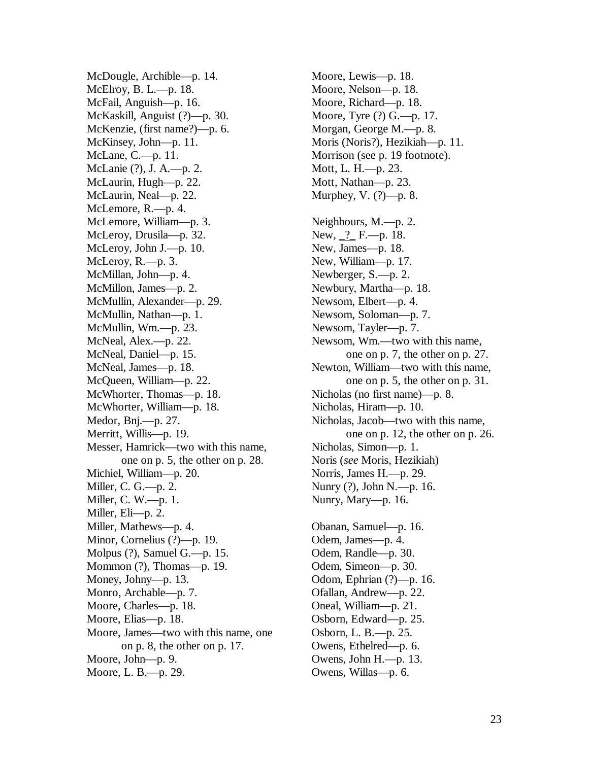McDougle, Archible—p. 14.
McElroy, B. L.—p. 18.
McFail, Anguish—p. 16.
McKaskill, Anguist (?)—p. 30.
McKenzie, (first name?)—p. 6.
McKinsey, John—p. 11.
McLane, C.—p. 11.
McLanie (?), J. A.—p. 2.
McLaurin, Hugh—p. 22.
McLaurin, Neal—p. 22.
McLemore, R.—p. 4.
McLemore, William—p. 3.
McLeroy, Drusila—p. 32.
McLeroy, John J.—p. 10.
McLeroy, R.—p. 3.
McMillan, John—p. 4.
McMillon, James—p. 2.
McMullin, Alexander—p. 29.
McMullin, Nathan—p. 1.
McMullin, Wm.—p. 23.
McNeal, Alex.—p. 22.
McNeal, Daniel—p. 15.
McNeal, James—p. 18.
McQueen, William—p. 22.
McWhorter, Thomas—p. 18.
McWhorter, William—p. 18.
Medor, Bnj.—p. 27.
Merritt, Willis—p. 19.
Messer, Hamrick—two with this name,
 one on p. 5, the other on p. 28.
Michiel, William—p. 20.
Miller, C. G.—p. 2.
Miller, C. W.—p. 1.
Miller, Eli—p. 2.
Miller, Mathews—p. 4.
Minor, Cornelius (?)—p. 19.
Molpus (?), Samuel G.—p. 15.
Mommon (?), Thomas—p. 19.
Money, Johny—p. 13.
Monro, Archable—p. 7.
Moore, Charles—p. 18.
Moore, Elias—p. 18.
Moore, James—two with this name, one
 on p. 8, the other on p. 17.
Moore, John—p. 9.
Moore, L. B.—p. 29.
Moore, Lewis—p. 18.
Moore, Nelson—p. 18.
Moore, Richard—p. 18.
Moore, Tyre (?) G.—p. 17.
Morgan, George M.—p. 8.
Moris (Noris?), Hezikiah—p. 11.
Morrison (see p. 19 footnote).
Mott, L. H.—p. 23.
Mott, Nathan—p. 23.
Murphey, V. (?)—p. 8.

Neighbours, M.—p. 2.
New, _?_ F.—p. 18.
New, James—p. 18.
New, William—p. 17.
Newberger, S.—p. 2.
Newbury, Martha—p. 18.
Newsom, Elbert—p. 4.
Newsom, Soloman—p. 7.
Newsom, Tayler—p. 7.
Newsom, Wm.—two with this name,
 one on p. 7, the other on p. 27.
Newton, William—two with this name,
 one on p. 5, the other on p. 31.
Nicholas (no first name)—p. 8.
Nicholas, Hiram—p. 10.
Nicholas, Jacob—two with this name,
 one on p. 12, the other on p. 26.
Nicholas, Simon—p. 1.
Noris (*see* Moris, Hezikiah)
Norris, James H.—p. 29.
Nunry (?), John N.—p. 16.
Nunry, Mary—p. 16.

Obanan, Samuel—p. 16.
Odem, James—p. 4.
Odem, Randle—p. 30.
Odem, Simeon—p. 30.
Odom, Ephrian (?)—p. 16.
Ofallan, Andrew—p. 22.
Oneal, William—p. 21.
Osborn, Edward—p. 25.
Osborn, L. B.—p. 25.
Owens, Ethelred—p. 6.
Owens, John H.—p. 13.
Owens, Willas—p. 6.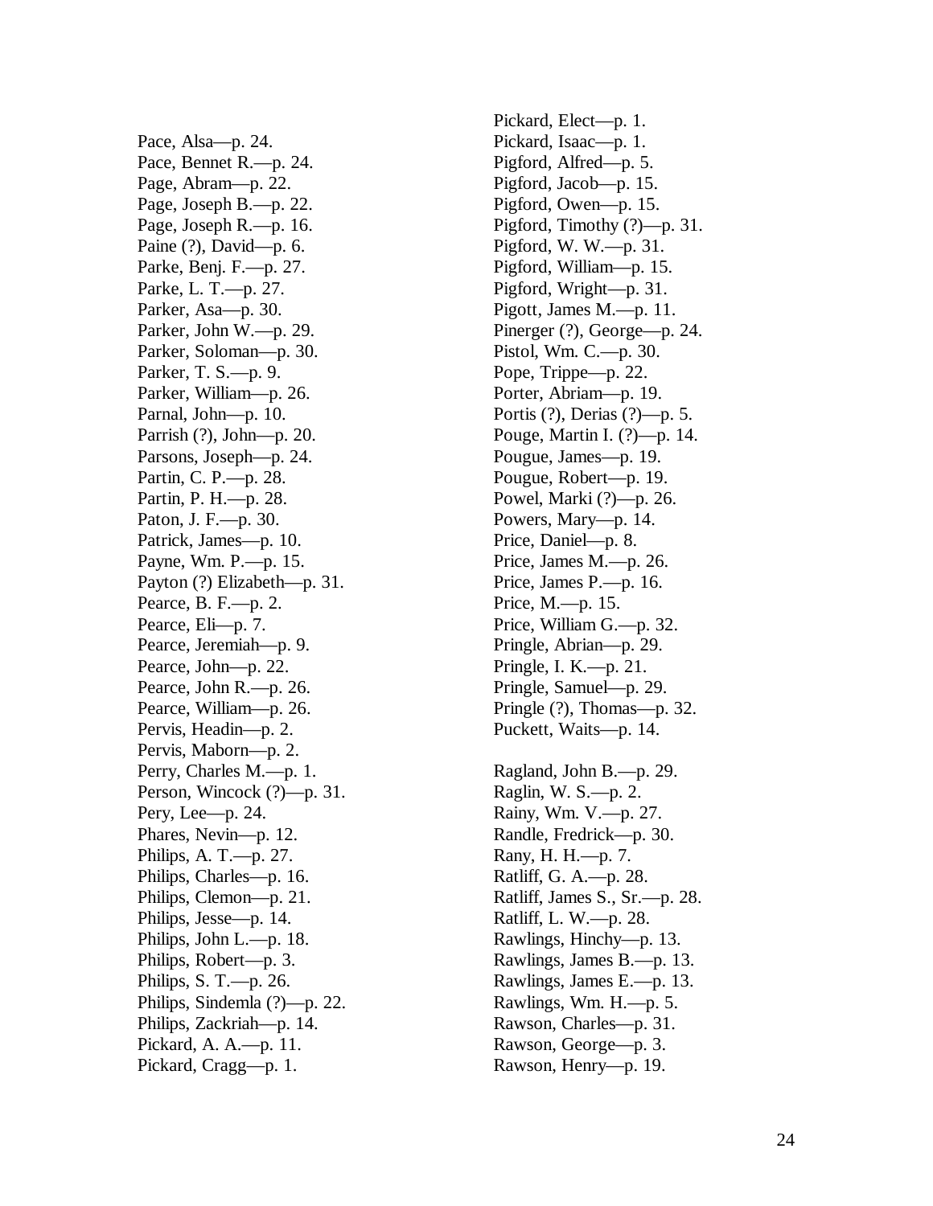Pace, Alsa—p. 24.
Pace, Bennet R.—p. 24.
Page, Abram—p. 22.
Page, Joseph B.—p. 22.
Page, Joseph R.—p. 16.
Paine (?), David—p. 6.
Parke, Benj. F.—p. 27.
Parke, L. T.—p. 27.
Parker, Asa—p. 30.
Parker, John W.—p. 29.
Parker, Soloman—p. 30.
Parker, T. S.—p. 9.
Parker, William—p. 26.
Parnal, John—p. 10.
Parrish (?), John—p. 20.
Parsons, Joseph—p. 24.
Partin, C. P.—p. 28.
Partin, P. H.—p. 28.
Paton, J. F.—p. 30.
Patrick, James—p. 10.
Payne, Wm. P.—p. 15.
Payton (?) Elizabeth—p. 31.
Pearce, B. F.—p. 2.
Pearce, Eli—p. 7.
Pearce, Jeremiah—p. 9.
Pearce, John—p. 22.
Pearce, John R.—p. 26.
Pearce, William—p. 26.
Pervis, Headin—p. 2.
Pervis, Maborn—p. 2.
Perry, Charles M.—p. 1.
Person, Wincock (?)—p. 31.
Pery, Lee—p. 24.
Phares, Nevin—p. 12.
Philips, A. T.—p. 27.
Philips, Charles—p. 16.
Philips, Clemon—p. 21.
Philips, Jesse—p. 14.
Philips, John L.—p. 18.
Philips, Robert—p. 3.
Philips, S. T.—p. 26.
Philips, Sindemla (?)—p. 22.
Philips, Zackriah—p. 14.
Pickard, A. A.—p. 11.
Pickard, Cragg—p. 1.
Pickard, Elect—p. 1.
Pickard, Isaac—p. 1.
Pigford, Alfred—p. 5.
Pigford, Jacob—p. 15.
Pigford, Owen—p. 15.
Pigford, Timothy (?)—p. 31.
Pigford, W. W.—p. 31.
Pigford, William—p. 15.
Pigford, Wright—p. 31.
Pigott, James M.—p. 11.
Pinerger (?), George—p. 24.
Pistol, Wm. C.—p. 30.
Pope, Trippe—p. 22.
Porter, Abriam—p. 19.
Portis (?), Derias (?)—p. 5.
Pouge, Martin I. (?)—p. 14.
Pougue, James—p. 19.
Pougue, Robert—p. 19.
Powel, Marki (?)—p. 26.
Powers, Mary—p. 14.
Price, Daniel—p. 8.
Price, James M.—p. 26.
Price, James P.—p. 16.
Price, M.—p. 15.
Price, William G.—p. 32.
Pringle, Abrian—p. 29.
Pringle, I. K.—p. 21.
Pringle, Samuel—p. 29.
Pringle (?), Thomas—p. 32.
Puckett, Waits—p. 14.

Ragland, John B.—p. 29.
Raglin, W. S.—p. 2.
Rainy, Wm. V.—p. 27.
Randle, Fredrick—p. 30.
Rany, H. H.—p. 7.
Ratliff, G. A.—p. 28.
Ratliff, James S., Sr.—p. 28.
Ratliff, L. W.—p. 28.
Rawlings, Hinchy—p. 13.
Rawlings, James B.—p. 13.
Rawlings, James E.—p. 13.
Rawlings, Wm. H.—p. 5.
Rawson, Charles—p. 31.
Rawson, George—p. 3.
Rawson, Henry—p. 19.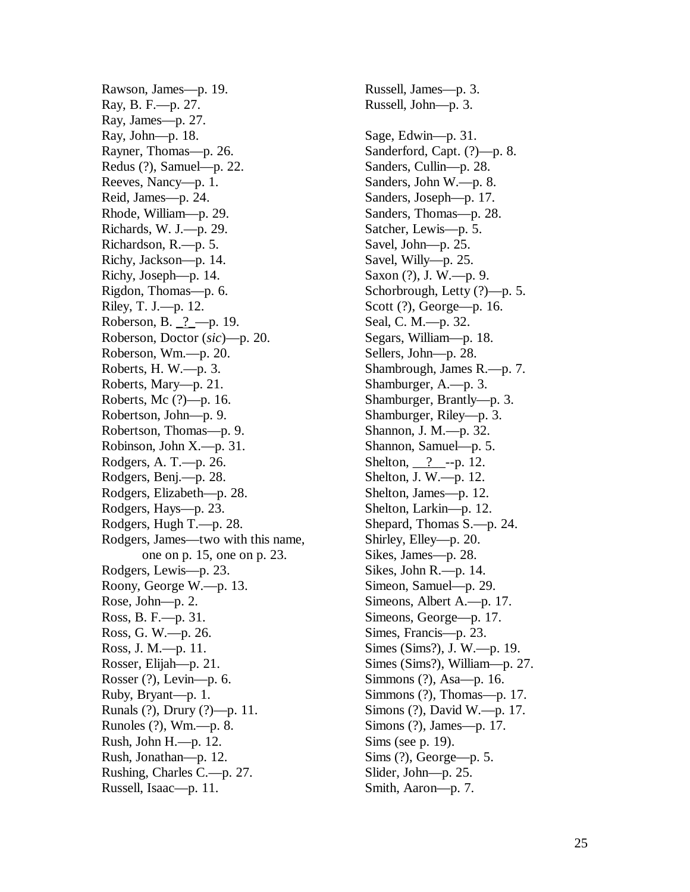Rawson, James—p. 19.
Ray, B. F.—p. 27.
Ray, James—p. 27.
Ray, John—p. 18.
Rayner, Thomas—p. 26.
Redus (?), Samuel—p. 22.
Reeves, Nancy—p. 1.
Reid, James—p. 24.
Rhode, William—p. 29.
Richards, W. J.—p. 29.
Richardson, R.—p. 5.
Richy, Jackson—p. 14.
Richy, Joseph—p. 14.
Rigdon, Thomas—p. 6.
Riley, T. J.—p. 12.
Roberson, B. _?_—p. 19.
Roberson, Doctor (*sic*)—p. 20.
Roberson, Wm.—p. 20.
Roberts, H. W.—p. 3.
Roberts, Mary—p. 21.
Roberts, Mc (?)—p. 16.
Robertson, John—p. 9.
Robertson, Thomas—p. 9.
Robinson, John X.—p. 31.
Rodgers, A. T.—p. 26.
Rodgers, Benj.—p. 28.
Rodgers, Elizabeth—p. 28.
Rodgers, Hays—p. 23.
Rodgers, Hugh T.—p. 28.
Rodgers, James—two with this name,
one on p. 15, one on p. 23.
Rodgers, Lewis—p. 23.
Roony, George W.—p. 13.
Rose, John—p. 2.
Ross, B. F.—p. 31.
Ross, G. W.—p. 26.
Ross, J. M.—p. 11.
Rosser, Elijah—p. 21.
Rosser (?), Levin—p. 6.
Ruby, Bryant—p. 1.
Runals (?), Drury (?)—p. 11.
Runoles (?), Wm.—p. 8.
Rush, John H.—p. 12.
Rush, Jonathan—p. 12.
Rushing, Charles C.—p. 27.
Russell, Isaac—p. 11.
Russell, James—p. 3.
Russell, John—p. 3.

Sage, Edwin—p. 31.
Sanderford, Capt. (?)—p. 8.
Sanders, Cullin—p. 28.
Sanders, John W.—p. 8.
Sanders, Joseph—p. 17.
Sanders, Thomas—p. 28.
Satcher, Lewis—p. 5.
Savel, John—p. 25.
Savel, Willy—p. 25.
Saxon (?), J. W.—p. 9.
Schorbrough, Letty (?)—p. 5.
Scott (?), George—p. 16.
Seal, C. M.—p. 32.
Segars, William—p. 18.
Sellers, John—p. 28.
Shambrough, James R.—p. 7.
Shamburger, A.—p. 3.
Shamburger, Brantly—p. 3.
Shamburger, Riley—p. 3.
Shannon, J. M.—p. 32.
Shannon, Samuel—p. 5.
Shelton, __?__--p. 12.
Shelton, J. W.—p. 12.
Shelton, James—p. 12.
Shelton, Larkin—p. 12.
Shepard, Thomas S.—p. 24.
Shirley, Elley—p. 20.
Sikes, James—p. 28.
Sikes, John R.—p. 14.
Simeon, Samuel—p. 29.
Simeons, Albert A.—p. 17.
Simeons, George—p. 17.
Simes, Francis—p. 23.
Simes (Sims?), J. W.—p. 19.
Simes (Sims?), William—p. 27.
Simmons (?), Asa—p. 16.
Simmons (?), Thomas—p. 17.
Simons (?), David W.—p. 17.
Simons (?), James—p. 17.
Sims (see p. 19).
Sims (?), George—p. 5.
Slider, John—p. 25.
Smith, Aaron—p. 7.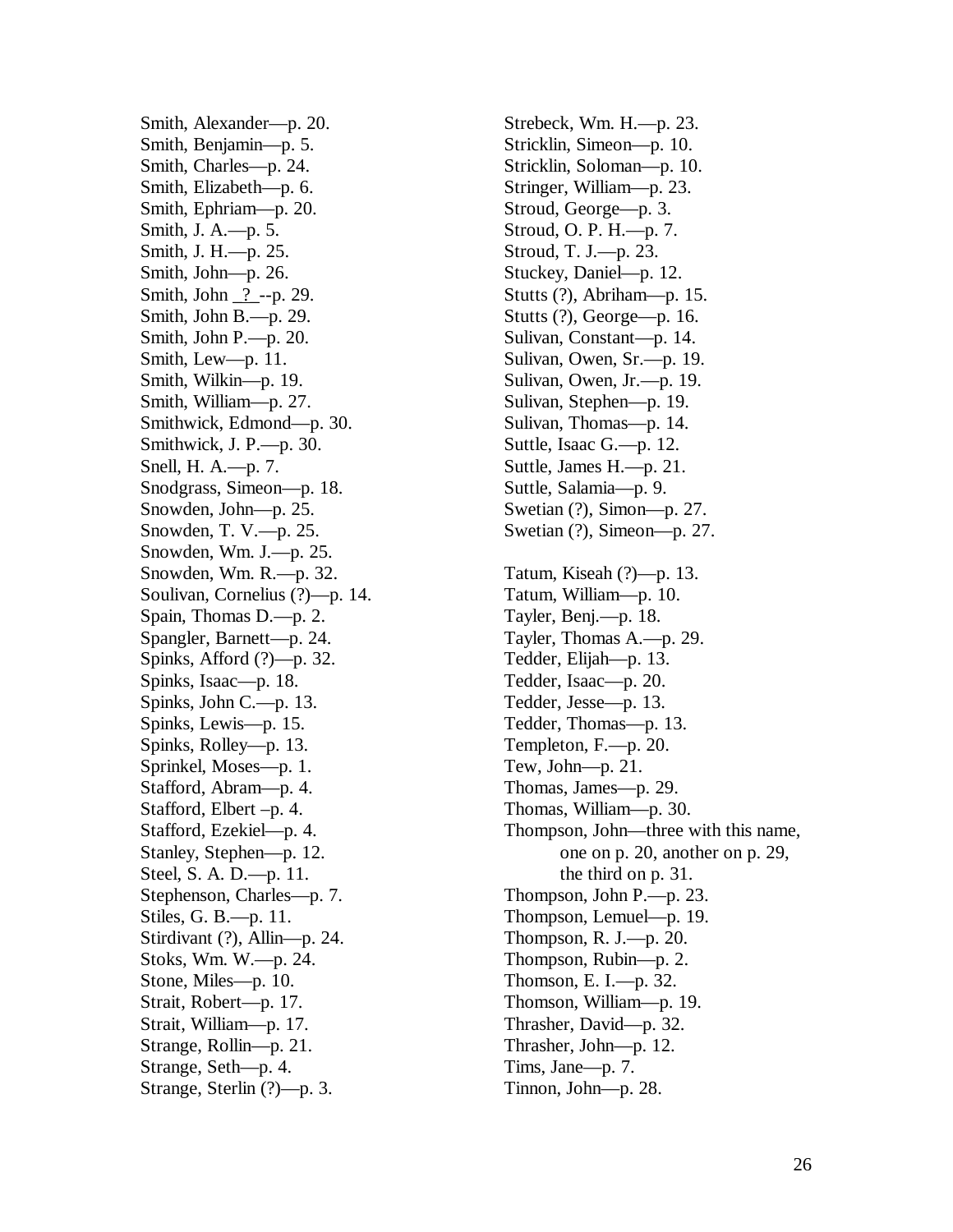Smith, Alexander—p. 20.
Smith, Benjamin—p. 5.
Smith, Charles—p. 24.
Smith, Elizabeth—p. 6.
Smith, Ephriam—p. 20.
Smith, J. A.—p. 5.
Smith, J. H.—p. 25.
Smith, John—p. 26.
Smith, John _?_--p. 29.
Smith, John B.—p. 29.
Smith, John P.—p. 20.
Smith, Lew—p. 11.
Smith, Wilkin—p. 19.
Smith, William—p. 27.
Smithwick, Edmond—p. 30.
Smithwick, J. P.—p. 30.
Snell, H. A.—p. 7.
Snodgrass, Simeon—p. 18.
Snowden, John—p. 25.
Snowden, T. V.—p. 25.
Snowden, Wm. J.—p. 25.
Snowden, Wm. R.—p. 32.
Soulivan, Cornelius (?)—p. 14.
Spain, Thomas D.—p. 2.
Spangler, Barnett—p. 24.
Spinks, Afford (?)—p. 32.
Spinks, Isaac—p. 18.
Spinks, John C.—p. 13.
Spinks, Lewis—p. 15.
Spinks, Rolley—p. 13.
Sprinkel, Moses—p. 1.
Stafford, Abram—p. 4.
Stafford, Elbert –p. 4.
Stafford, Ezekiel—p. 4.
Stanley, Stephen—p. 12.
Steel, S. A. D.—p. 11.
Stephenson, Charles—p. 7.
Stiles, G. B.—p. 11.
Stirdivant (?), Allin—p. 24.
Stoks, Wm. W.—p. 24.
Stone, Miles—p. 10.
Strait, Robert—p. 17.
Strait, William—p. 17.
Strange, Rollin—p. 21.
Strange, Seth—p. 4.
Strange, Sterlin (?)—p. 3.
Strebeck, Wm. H.—p. 23.
Stricklin, Simeon—p. 10.
Stricklin, Soloman—p. 10.
Stringer, William—p. 23.
Stroud, George—p. 3.
Stroud, O. P. H.—p. 7.
Stroud, T. J.—p. 23.
Stuckey, Daniel—p. 12.
Stutts (?), Abriham—p. 15.
Stutts (?), George—p. 16.
Sulivan, Constant—p. 14.
Sulivan, Owen, Sr.—p. 19.
Sulivan, Owen, Jr.—p. 19.
Sulivan, Stephen—p. 19.
Sulivan, Thomas—p. 14.
Suttle, Isaac G.—p. 12.
Suttle, James H.—p. 21.
Suttle, Salamia—p. 9.
Swetian (?), Simon—p. 27.
Swetian (?), Simeon—p. 27.

Tatum, Kiseah (?)—p. 13.
Tatum, William—p. 10.
Tayler, Benj.—p. 18.
Tayler, Thomas A.—p. 29.
Tedder, Elijah—p. 13.
Tedder, Isaac—p. 20.
Tedder, Jesse—p. 13.
Tedder, Thomas—p. 13.
Templeton, F.—p. 20.
Tew, John—p. 21.
Thomas, James—p. 29.
Thomas, William—p. 30.
Thompson, John—three with this name,
 one on p. 20, another on p. 29,
 the third on p. 31.
Thompson, John P.—p. 23.
Thompson, Lemuel—p. 19.
Thompson, R. J.—p. 20.
Thompson, Rubin—p. 2.
Thomson, E. I.—p. 32.
Thomson, William—p. 19.
Thrasher, David—p. 32.
Thrasher, John—p. 12.
Tims, Jane—p. 7.
Tinnon, John—p. 28.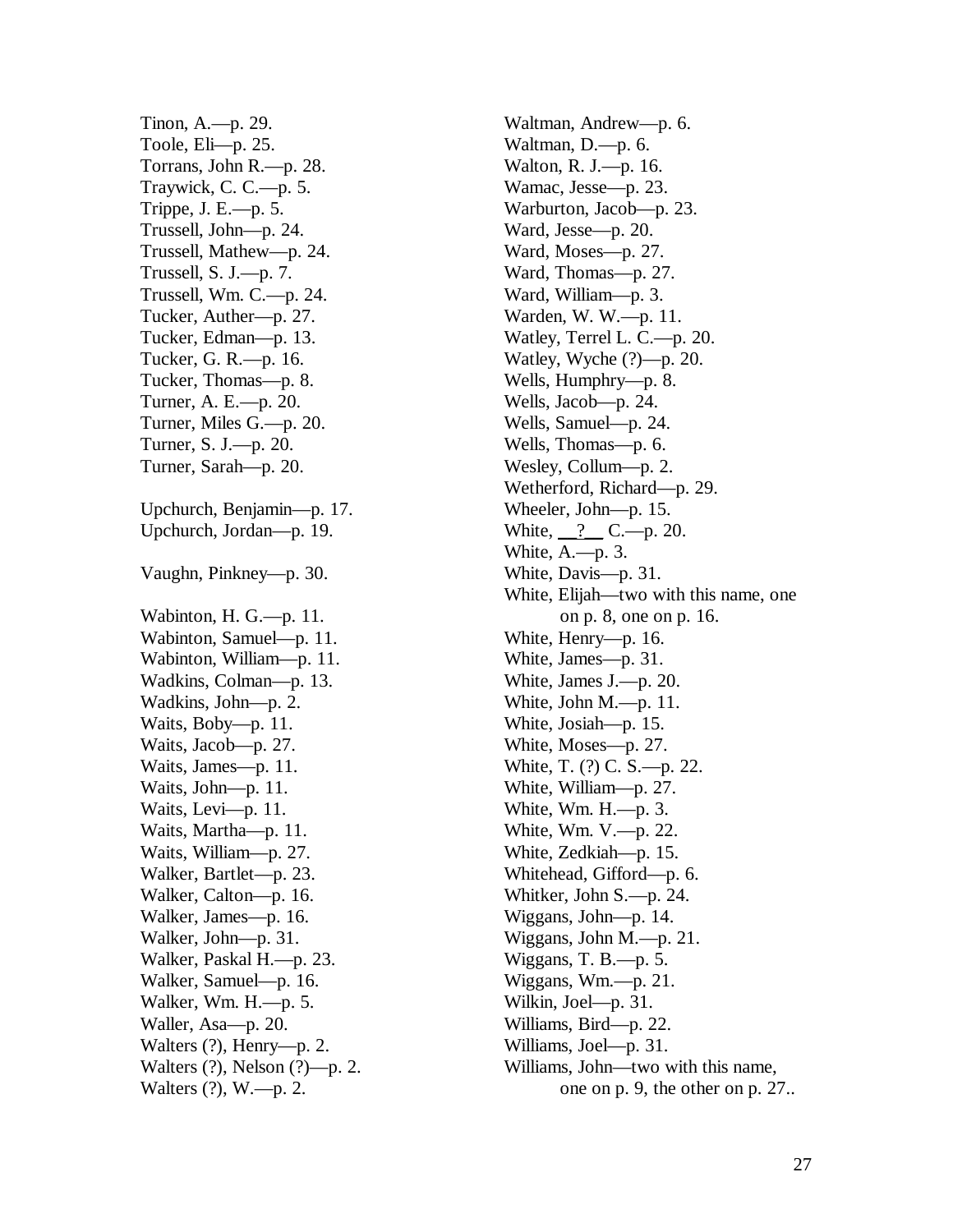Tinon, A.—p. 29.
Toole, Eli—p. 25.
Torrans, John R.—p. 28.
Traywick, C. C.—p. 5.
Trippe, J. E.—p. 5.
Trussell, John—p. 24.
Trussell, Mathew—p. 24.
Trussell, S. J.—p. 7.
Trussell, Wm. C.—p. 24.
Tucker, Auther—p. 27.
Tucker, Edman—p. 13.
Tucker, G. R.—p. 16.
Tucker, Thomas—p. 8.
Turner, A. E.—p. 20.
Turner, Miles G.—p. 20.
Turner, S. J.—p. 20.
Turner, Sarah—p. 20.

Upchurch, Benjamin—p. 17.
Upchurch, Jordan—p. 19.

Vaughn, Pinkney—p. 30.

Wabinton, H. G.—p. 11.
Wabinton, Samuel—p. 11.
Wabinton, William—p. 11.
Wadkins, Colman—p. 13.
Wadkins, John—p. 2.
Waits, Boby—p. 11.
Waits, Jacob—p. 27.
Waits, James—p. 11.
Waits, John—p. 11.
Waits, Levi—p. 11.
Waits, Martha—p. 11.
Waits, William—p. 27.
Walker, Bartlet—p. 23.
Walker, Calton—p. 16.
Walker, James—p. 16.
Walker, John—p. 31.
Walker, Paskal H.—p. 23.
Walker, Samuel—p. 16.
Walker, Wm. H.—p. 5.
Waller, Asa—p. 20.
Walters (?), Henry—p. 2.
Walters (?), Nelson (?)—p. 2.
Walters (?), W.—p. 2.
Waltman, Andrew—p. 6.
Waltman, D.—p. 6.
Walton, R. J.—p. 16.
Wamac, Jesse—p. 23.
Warburton, Jacob—p. 23.
Ward, Jesse—p. 20.
Ward, Moses—p. 27.
Ward, Thomas—p. 27.
Ward, William—p. 3.
Warden, W. W.—p. 11.
Watley, Terrel L. C.—p. 20.
Watley, Wyche (?)—p. 20.
Wells, Humphry—p. 8.
Wells, Jacob—p. 24.
Wells, Samuel—p. 24.
Wells, Thomas—p. 6.
Wesley, Collum—p. 2.
Wetherford, Richard—p. 29.
Wheeler, John—p. 15.
White, __?__ C.—p. 20.
White, A.—p. 3.
White, Davis—p. 31.
White, Elijah—two with this name, one on p. 8, one on p. 16.
White, Henry—p. 16.
White, James—p. 31.
White, James J.—p. 20.
White, John M.—p. 11.
White, Josiah—p. 15.
White, Moses—p. 27.
White, T. (?) C. S.—p. 22.
White, William—p. 27.
White, Wm. H.—p. 3.
White, Wm. V.—p. 22.
White, Zedkiah—p. 15.
Whitehead, Gifford—p. 6.
Whitker, John S.—p. 24.
Wiggans, John—p. 14.
Wiggans, John M.—p. 21.
Wiggans, T. B.—p. 5.
Wiggans, Wm.—p. 21.
Wilkin, Joel—p. 31.
Williams, Bird—p. 22.
Williams, Joel—p. 31.
Williams, John—two with this name, one on p. 9, the other on p. 27..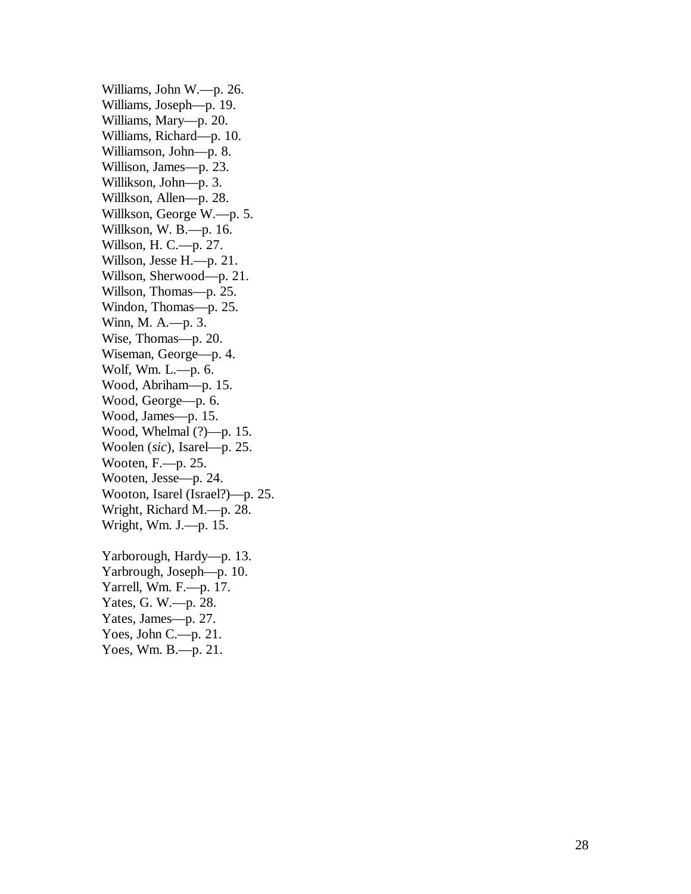Williams, John W.—p. 26.
Williams, Joseph—p. 19.
Williams, Mary—p. 20.
Williams, Richard—p. 10.
Williamson, John—p. 8.
Willison, James—p. 23.
Willikson, John—p. 3.
Willkson, Allen—p. 28.
Willkson, George W.—p. 5.
Willkson, W. B.—p. 16.
Willson, H. C.—p. 27.
Willson, Jesse H.—p. 21.
Willson, Sherwood—p. 21.
Willson, Thomas—p. 25.
Windon, Thomas—p. 25.
Winn, M. A.—p. 3.
Wise, Thomas—p. 20.
Wiseman, George—p. 4.
Wolf, Wm. L.—p. 6.
Wood, Abriham—p. 15.
Wood, George—p. 6.
Wood, James—p. 15.
Wood, Whelmal (?)—p. 15.
Woolen (*sic*), Isarel—p. 25.
Wooten, F.—p. 25.
Wooten, Jesse—p. 24.
Wooton, Isarel (Israel?)—p. 25.
Wright, Richard M.—p. 28.
Wright, Wm. J.—p. 15.

Yarborough, Hardy—p. 13.
Yarbrough, Joseph—p. 10.
Yarrell, Wm. F.—p. 17.
Yates, G. W.—p. 28.
Yates, James—p. 27.
Yoes, John C.—p. 21.
Yoes, Wm. B.—p. 21.